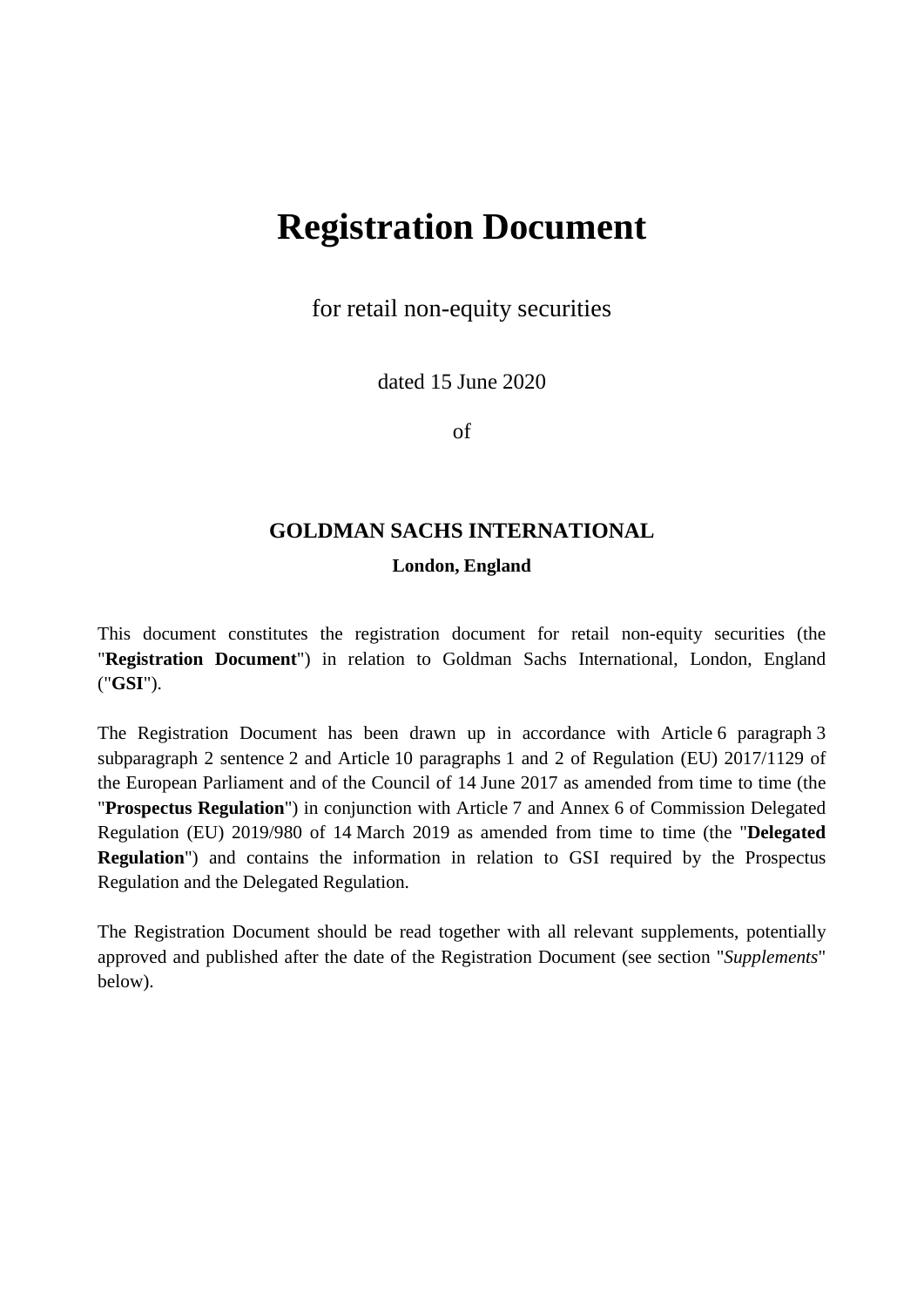# Registration Document

for retail non-equity securities

dated 15 June 2020

of

**GOLDMAN SACHS INTERNATIONAL**

**London, England**

This document constitutes the registration document for retail non-equity securities (the "**Registration Document**") in relation to Goldman Sachs International, London, England ("**GSI**").

The Registration Document has been drawn up in accordance with Article 6 paragraph 3 subparagraph 2 sentence 2 and Article 10 paragraphs 1 and 2 of Regulation (EU) 2017/1129 of the European Parliament and of the Council of 14 June 2017 as amended from time to time (the "**Prospectus Regulation**") in conjunction with Article 7 and Annex 6 of Commission Delegated Regulation (EU) 2019/980 of 14 March 2019 as amended from time to time (the "**Delegated Regulation**") and contains the information in relation to GSI required by the Prospectus Regulation and the Delegated Regulation.

The Registration Document should be read together with all relevant supplements, potentially approved and published after the date of the Registration Document (see section "*Supplements*" below).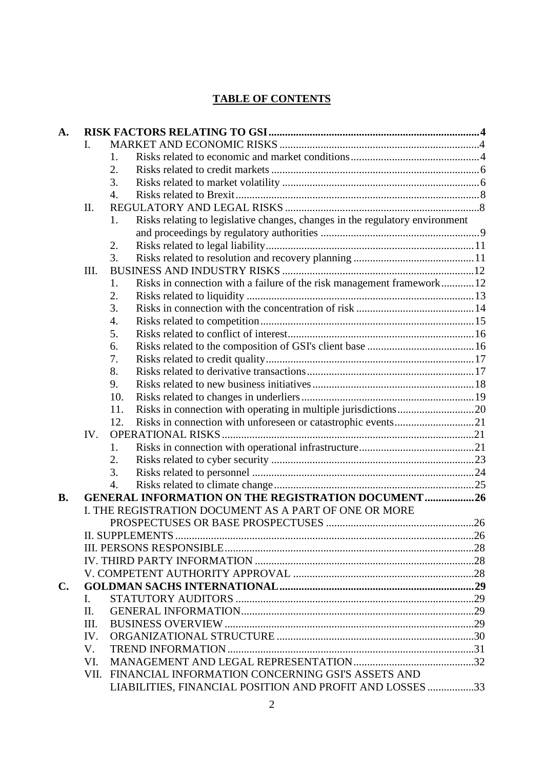## TABLE OF CONTENTS

**A. RISK FACTORS RELATING TO GSI** ..... **4**

- I. MARKET AND ECONOMIC RISKS ..... 4
  1. Risks related to economic and market conditions ..... 4
  2. Risks related to credit markets ..... 6
  3. Risks related to market volatility ..... 6
  4. Risks related to Brexit ..... 8
- II. REGULATORY AND LEGAL RISKS ..... 8
  1. Risks relating to legislative changes, changes in the regulatory environment and proceedings by regulatory authorities ..... 9
  2. Risks related to legal liability ..... 11
  3. Risks related to resolution and recovery planning ..... 11
- III. BUSINESS AND INDUSTRY RISKS ..... 12
  1. Risks in connection with a failure of the risk management framework ..... 12
  2. Risks related to liquidity ..... 13
  3. Risks in connection with the concentration of risk ..... 14
  4. Risks related to competition ..... 15
  5. Risks related to conflict of interest ..... 16
  6. Risks related to the composition of GSI's client base ..... 16
  7. Risks related to credit quality ..... 17
  8. Risks related to derivative transactions ..... 17
  9. Risks related to new business initiatives ..... 18
  10. Risks related to changes in underliers ..... 19
  11. Risks in connection with operating in multiple jurisdictions ..... 20
  12. Risks in connection with unforeseen or catastrophic events ..... 21
- IV. OPERATIONAL RISKS ..... 21
  1. Risks in connection with operational infrastructure ..... 21
  2. Risks related to cyber security ..... 23
  3. Risks related to personnel ..... 24
  4. Risks related to climate change ..... 25

**B. GENERAL INFORMATION ON THE REGISTRATION DOCUMENT** ..... **26**

- I. THE REGISTRATION DOCUMENT AS A PART OF ONE OR MORE PROSPECTUSES OR BASE PROSPECTUSES ..... 26
- II. SUPPLEMENTS ..... 26
- III. PERSONS RESPONSIBLE ..... 28
- IV. THIRD PARTY INFORMATION ..... 28
- V. COMPETENT AUTHORITY APPROVAL ..... 28

**C. GOLDMAN SACHS INTERNATIONAL** ..... **29**

- I. STATUTORY AUDITORS ..... 29
- II. GENERAL INFORMATION ..... 29
- III. BUSINESS OVERVIEW ..... 29
- IV. ORGANIZATIONAL STRUCTURE ..... 30
- V. TREND INFORMATION ..... 31
- VI. MANAGEMENT AND LEGAL REPRESENTATION ..... 32
- VII. FINANCIAL INFORMATION CONCERNING GSI'S ASSETS AND LIABILITIES, FINANCIAL POSITION AND PROFIT AND LOSSES ..... 33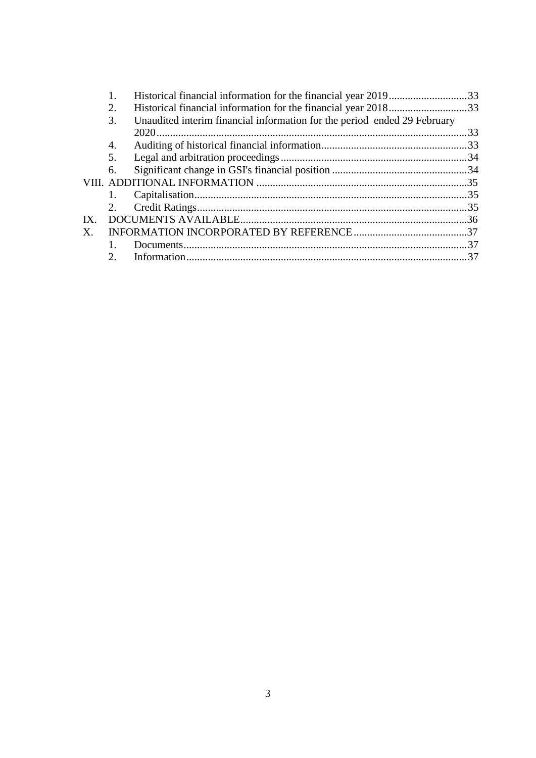1. Historical financial information for the financial year 2019 ............................33
2. Historical financial information for the financial year 2018 ............................33
3. Unaudited interim financial information for the period ended 29 February 2020 ..................................................................................................................33
4. Auditing of historical financial information......................................................33
5. Legal and arbitration proceedings .....................................................................34
6. Significant change in GSI's financial position ..................................................34

VIII. ADDITIONAL INFORMATION ..............................................................................35
1. Capitalisation .....................................................................................................35
2. Credit Ratings ....................................................................................................35

IX. DOCUMENTS AVAILABLE ....................................................................................36

X. INFORMATION INCORPORATED BY REFERENCE ..........................................37
1. Documents .........................................................................................................37
2. Information ........................................................................................................37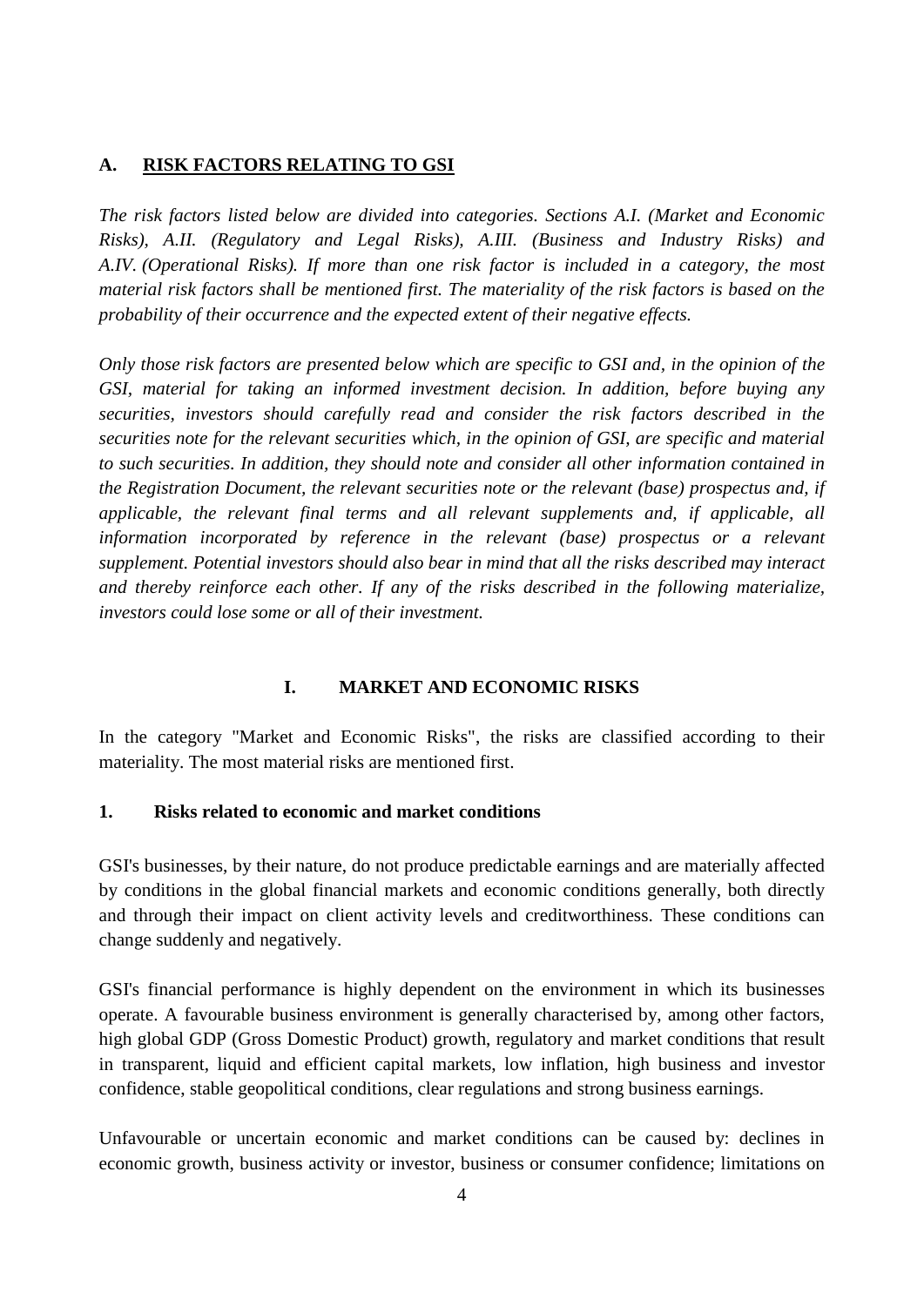## A. RISK FACTORS RELATING TO GSI

*The risk factors listed below are divided into categories. Sections A.I. (Market and Economic Risks), A.II. (Regulatory and Legal Risks), A.III. (Business and Industry Risks) and A.IV. (Operational Risks). If more than one risk factor is included in a category, the most material risk factors shall be mentioned first. The materiality of the risk factors is based on the probability of their occurrence and the expected extent of their negative effects.*

*Only those risk factors are presented below which are specific to GSI and, in the opinion of the GSI, material for taking an informed investment decision. In addition, before buying any securities, investors should carefully read and consider the risk factors described in the securities note for the relevant securities which, in the opinion of GSI, are specific and material to such securities. In addition, they should note and consider all other information contained in the Registration Document, the relevant securities note or the relevant (base) prospectus and, if applicable, the relevant final terms and all relevant supplements and, if applicable, all information incorporated by reference in the relevant (base) prospectus or a relevant supplement. Potential investors should also bear in mind that all the risks described may interact and thereby reinforce each other. If any of the risks described in the following materialize, investors could lose some or all of their investment.*

### I. MARKET AND ECONOMIC RISKS

In the category "Market and Economic Risks", the risks are classified according to their materiality. The most material risks are mentioned first.

#### 1. Risks related to economic and market conditions

GSI's businesses, by their nature, do not produce predictable earnings and are materially affected by conditions in the global financial markets and economic conditions generally, both directly and through their impact on client activity levels and creditworthiness. These conditions can change suddenly and negatively.

GSI's financial performance is highly dependent on the environment in which its businesses operate. A favourable business environment is generally characterised by, among other factors, high global GDP (Gross Domestic Product) growth, regulatory and market conditions that result in transparent, liquid and efficient capital markets, low inflation, high business and investor confidence, stable geopolitical conditions, clear regulations and strong business earnings.

Unfavourable or uncertain economic and market conditions can be caused by: declines in economic growth, business activity or investor, business or consumer confidence; limitations on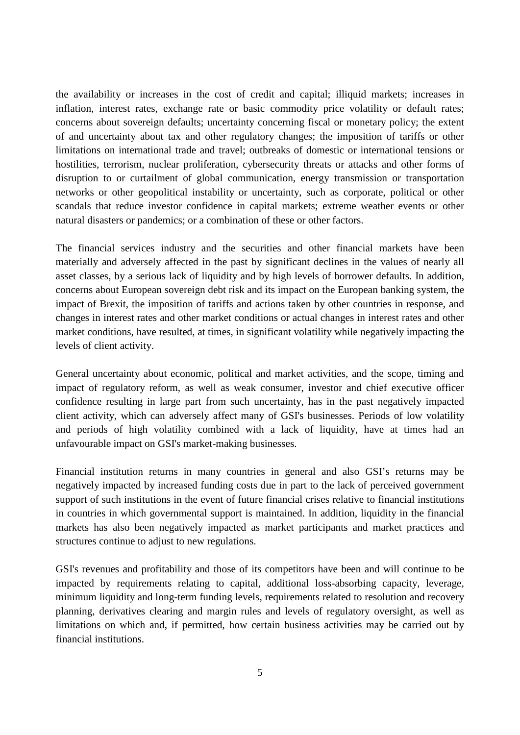the availability or increases in the cost of credit and capital; illiquid markets; increases in inflation, interest rates, exchange rate or basic commodity price volatility or default rates; concerns about sovereign defaults; uncertainty concerning fiscal or monetary policy; the extent of and uncertainty about tax and other regulatory changes; the imposition of tariffs or other limitations on international trade and travel; outbreaks of domestic or international tensions or hostilities, terrorism, nuclear proliferation, cybersecurity threats or attacks and other forms of disruption to or curtailment of global communication, energy transmission or transportation networks or other geopolitical instability or uncertainty, such as corporate, political or other scandals that reduce investor confidence in capital markets; extreme weather events or other natural disasters or pandemics; or a combination of these or other factors.

The financial services industry and the securities and other financial markets have been materially and adversely affected in the past by significant declines in the values of nearly all asset classes, by a serious lack of liquidity and by high levels of borrower defaults. In addition, concerns about European sovereign debt risk and its impact on the European banking system, the impact of Brexit, the imposition of tariffs and actions taken by other countries in response, and changes in interest rates and other market conditions or actual changes in interest rates and other market conditions, have resulted, at times, in significant volatility while negatively impacting the levels of client activity.

General uncertainty about economic, political and market activities, and the scope, timing and impact of regulatory reform, as well as weak consumer, investor and chief executive officer confidence resulting in large part from such uncertainty, has in the past negatively impacted client activity, which can adversely affect many of GSI's businesses. Periods of low volatility and periods of high volatility combined with a lack of liquidity, have at times had an unfavourable impact on GSI's market-making businesses.

Financial institution returns in many countries in general and also GSI's returns may be negatively impacted by increased funding costs due in part to the lack of perceived government support of such institutions in the event of future financial crises relative to financial institutions in countries in which governmental support is maintained. In addition, liquidity in the financial markets has also been negatively impacted as market participants and market practices and structures continue to adjust to new regulations.

GSI's revenues and profitability and those of its competitors have been and will continue to be impacted by requirements relating to capital, additional loss-absorbing capacity, leverage, minimum liquidity and long-term funding levels, requirements related to resolution and recovery planning, derivatives clearing and margin rules and levels of regulatory oversight, as well as limitations on which and, if permitted, how certain business activities may be carried out by financial institutions.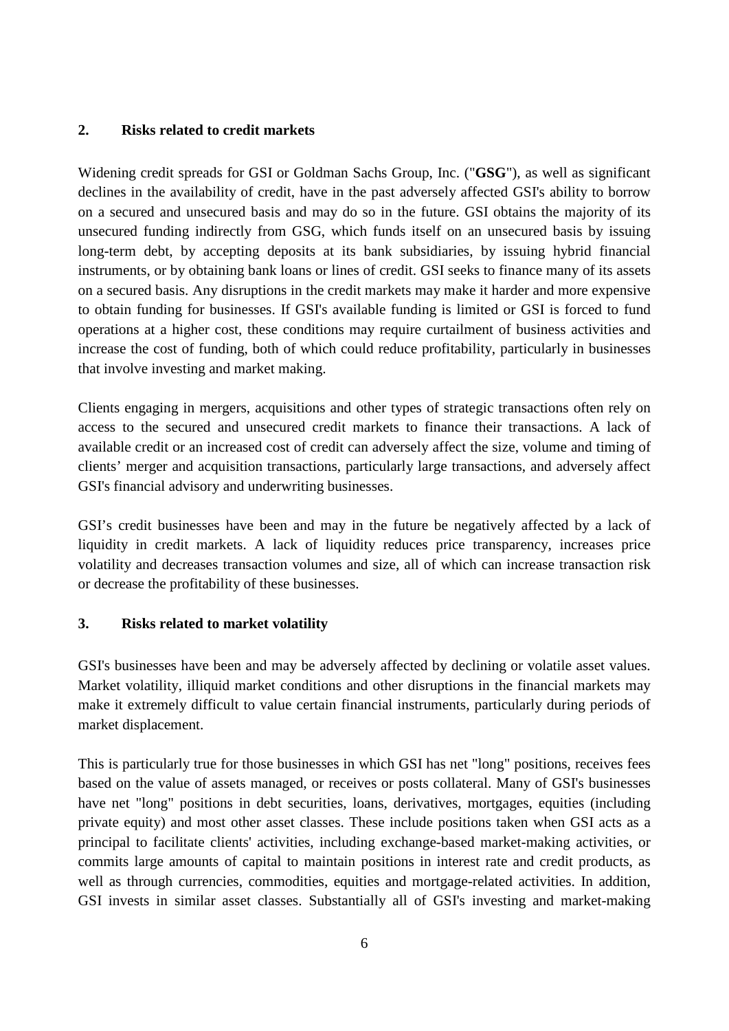## 2. Risks related to credit markets

Widening credit spreads for GSI or Goldman Sachs Group, Inc. ("**GSG**"), as well as significant declines in the availability of credit, have in the past adversely affected GSI's ability to borrow on a secured and unsecured basis and may do so in the future. GSI obtains the majority of its unsecured funding indirectly from GSG, which funds itself on an unsecured basis by issuing long-term debt, by accepting deposits at its bank subsidiaries, by issuing hybrid financial instruments, or by obtaining bank loans or lines of credit. GSI seeks to finance many of its assets on a secured basis. Any disruptions in the credit markets may make it harder and more expensive to obtain funding for businesses. If GSI's available funding is limited or GSI is forced to fund operations at a higher cost, these conditions may require curtailment of business activities and increase the cost of funding, both of which could reduce profitability, particularly in businesses that involve investing and market making.

Clients engaging in mergers, acquisitions and other types of strategic transactions often rely on access to the secured and unsecured credit markets to finance their transactions. A lack of available credit or an increased cost of credit can adversely affect the size, volume and timing of clients' merger and acquisition transactions, particularly large transactions, and adversely affect GSI's financial advisory and underwriting businesses.

GSI's credit businesses have been and may in the future be negatively affected by a lack of liquidity in credit markets. A lack of liquidity reduces price transparency, increases price volatility and decreases transaction volumes and size, all of which can increase transaction risk or decrease the profitability of these businesses.

## 3. Risks related to market volatility

GSI's businesses have been and may be adversely affected by declining or volatile asset values. Market volatility, illiquid market conditions and other disruptions in the financial markets may make it extremely difficult to value certain financial instruments, particularly during periods of market displacement.

This is particularly true for those businesses in which GSI has net "long" positions, receives fees based on the value of assets managed, or receives or posts collateral. Many of GSI's businesses have net "long" positions in debt securities, loans, derivatives, mortgages, equities (including private equity) and most other asset classes. These include positions taken when GSI acts as a principal to facilitate clients' activities, including exchange-based market-making activities, or commits large amounts of capital to maintain positions in interest rate and credit products, as well as through currencies, commodities, equities and mortgage-related activities. In addition, GSI invests in similar asset classes. Substantially all of GSI's investing and market-making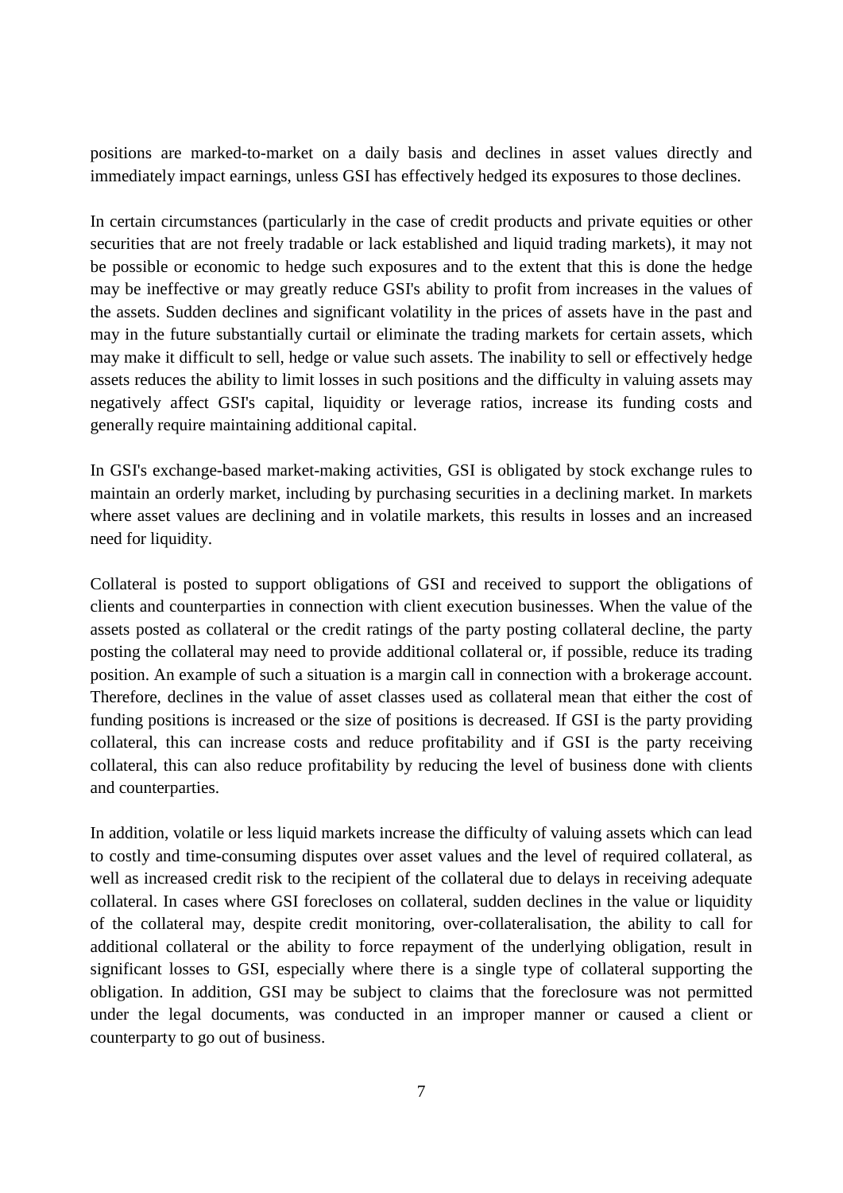positions are marked-to-market on a daily basis and declines in asset values directly and immediately impact earnings, unless GSI has effectively hedged its exposures to those declines.

In certain circumstances (particularly in the case of credit products and private equities or other securities that are not freely tradable or lack established and liquid trading markets), it may not be possible or economic to hedge such exposures and to the extent that this is done the hedge may be ineffective or may greatly reduce GSI's ability to profit from increases in the values of the assets. Sudden declines and significant volatility in the prices of assets have in the past and may in the future substantially curtail or eliminate the trading markets for certain assets, which may make it difficult to sell, hedge or value such assets. The inability to sell or effectively hedge assets reduces the ability to limit losses in such positions and the difficulty in valuing assets may negatively affect GSI's capital, liquidity or leverage ratios, increase its funding costs and generally require maintaining additional capital.

In GSI's exchange-based market-making activities, GSI is obligated by stock exchange rules to maintain an orderly market, including by purchasing securities in a declining market. In markets where asset values are declining and in volatile markets, this results in losses and an increased need for liquidity.

Collateral is posted to support obligations of GSI and received to support the obligations of clients and counterparties in connection with client execution businesses. When the value of the assets posted as collateral or the credit ratings of the party posting collateral decline, the party posting the collateral may need to provide additional collateral or, if possible, reduce its trading position. An example of such a situation is a margin call in connection with a brokerage account. Therefore, declines in the value of asset classes used as collateral mean that either the cost of funding positions is increased or the size of positions is decreased. If GSI is the party providing collateral, this can increase costs and reduce profitability and if GSI is the party receiving collateral, this can also reduce profitability by reducing the level of business done with clients and counterparties.

In addition, volatile or less liquid markets increase the difficulty of valuing assets which can lead to costly and time-consuming disputes over asset values and the level of required collateral, as well as increased credit risk to the recipient of the collateral due to delays in receiving adequate collateral. In cases where GSI forecloses on collateral, sudden declines in the value or liquidity of the collateral may, despite credit monitoring, over-collateralisation, the ability to call for additional collateral or the ability to force repayment of the underlying obligation, result in significant losses to GSI, especially where there is a single type of collateral supporting the obligation. In addition, GSI may be subject to claims that the foreclosure was not permitted under the legal documents, was conducted in an improper manner or caused a client or counterparty to go out of business.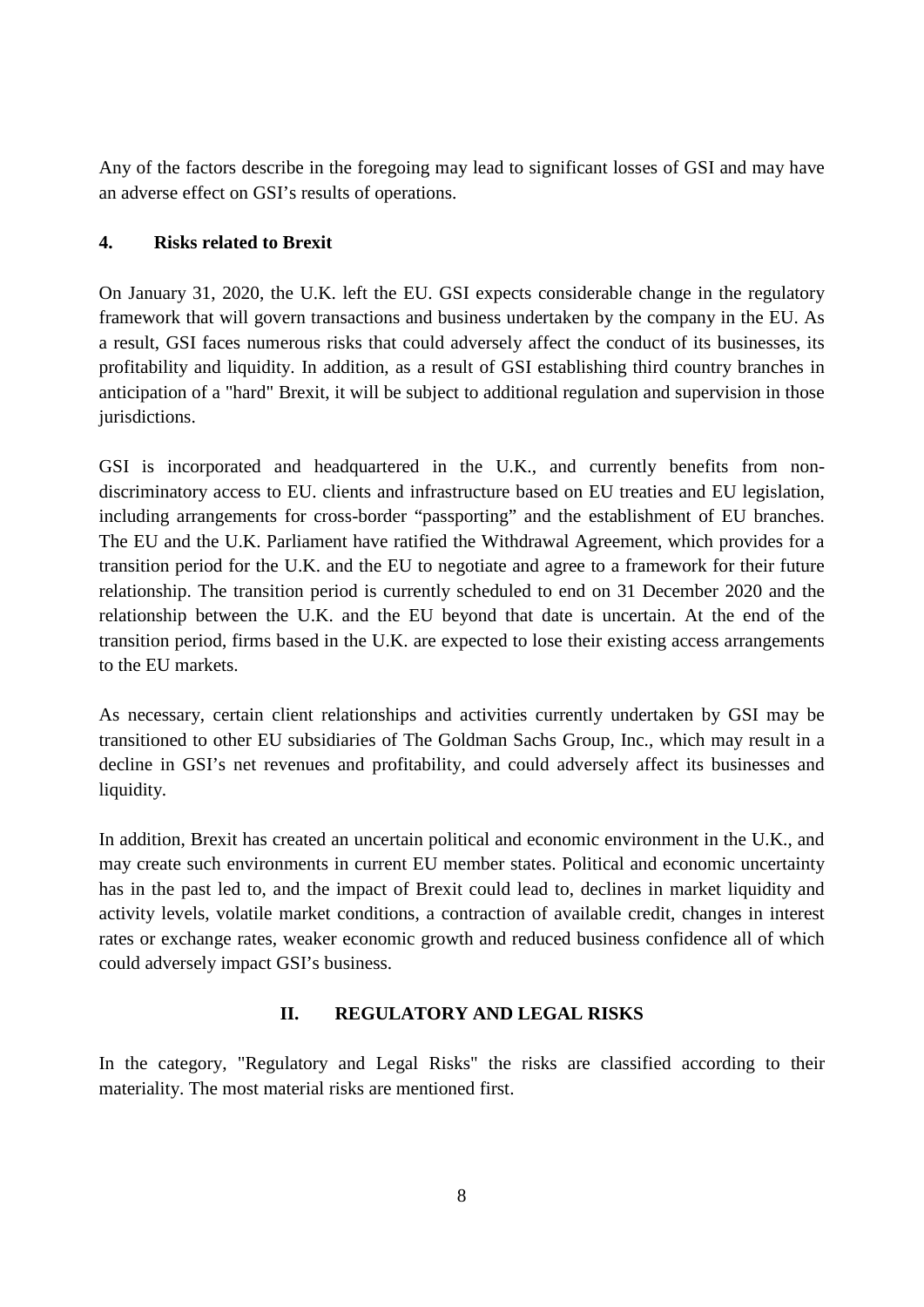Any of the factors describe in the foregoing may lead to significant losses of GSI and may have an adverse effect on GSI's results of operations.

### 4. Risks related to Brexit

On January 31, 2020, the U.K. left the EU. GSI expects considerable change in the regulatory framework that will govern transactions and business undertaken by the company in the EU. As a result, GSI faces numerous risks that could adversely affect the conduct of its businesses, its profitability and liquidity. In addition, as a result of GSI establishing third country branches in anticipation of a "hard" Brexit, it will be subject to additional regulation and supervision in those jurisdictions.

GSI is incorporated and headquartered in the U.K., and currently benefits from non-discriminatory access to EU. clients and infrastructure based on EU treaties and EU legislation, including arrangements for cross-border "passporting" and the establishment of EU branches. The EU and the U.K. Parliament have ratified the Withdrawal Agreement, which provides for a transition period for the U.K. and the EU to negotiate and agree to a framework for their future relationship. The transition period is currently scheduled to end on 31 December 2020 and the relationship between the U.K. and the EU beyond that date is uncertain. At the end of the transition period, firms based in the U.K. are expected to lose their existing access arrangements to the EU markets.

As necessary, certain client relationships and activities currently undertaken by GSI may be transitioned to other EU subsidiaries of The Goldman Sachs Group, Inc., which may result in a decline in GSI's net revenues and profitability, and could adversely affect its businesses and liquidity.

In addition, Brexit has created an uncertain political and economic environment in the U.K., and may create such environments in current EU member states. Political and economic uncertainty has in the past led to, and the impact of Brexit could lead to, declines in market liquidity and activity levels, volatile market conditions, a contraction of available credit, changes in interest rates or exchange rates, weaker economic growth and reduced business confidence all of which could adversely impact GSI's business.

## II. REGULATORY AND LEGAL RISKS

In the category, "Regulatory and Legal Risks" the risks are classified according to their materiality. The most material risks are mentioned first.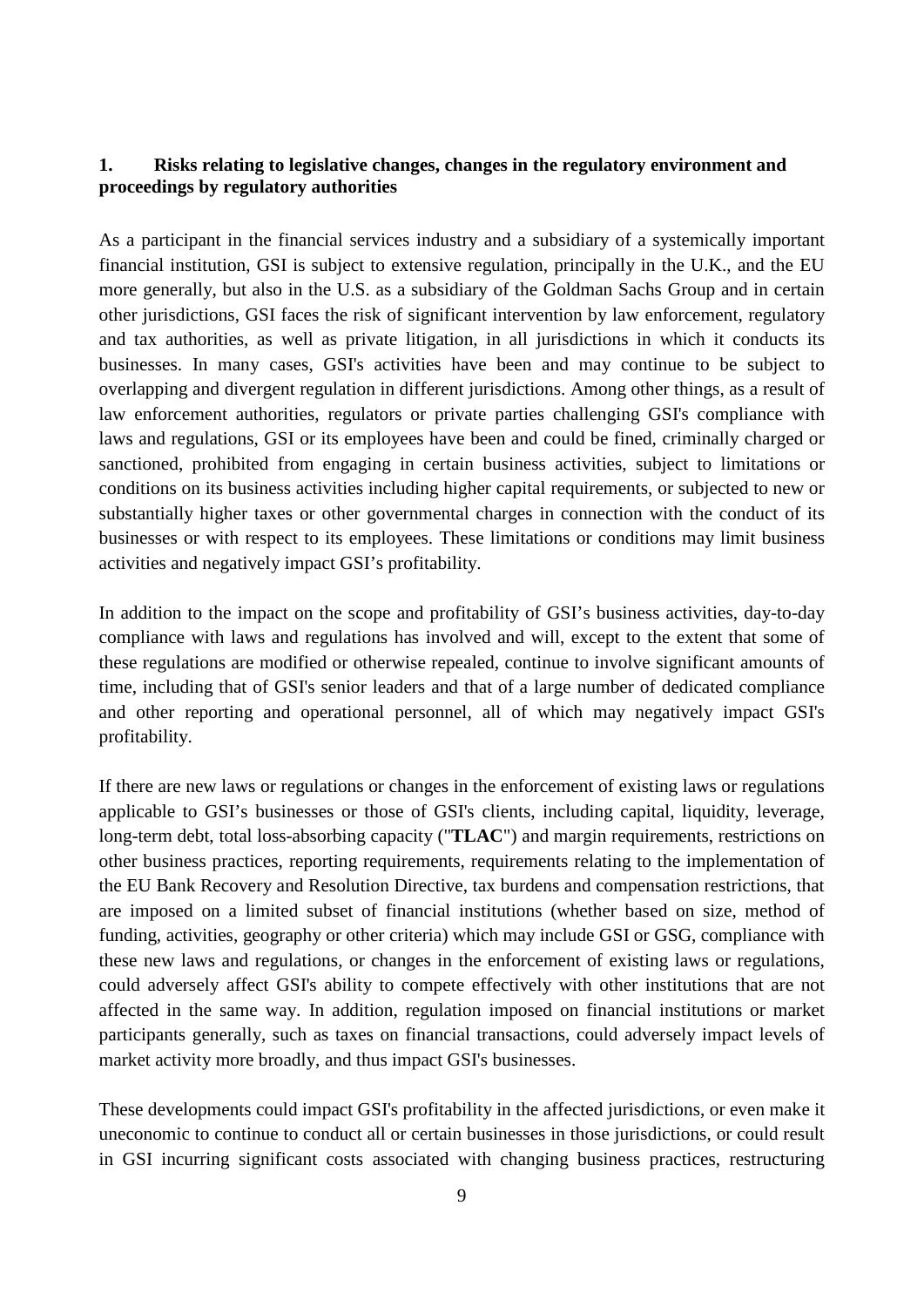## 1. Risks relating to legislative changes, changes in the regulatory environment and proceedings by regulatory authorities

As a participant in the financial services industry and a subsidiary of a systemically important financial institution, GSI is subject to extensive regulation, principally in the U.K., and the EU more generally, but also in the U.S. as a subsidiary of the Goldman Sachs Group and in certain other jurisdictions, GSI faces the risk of significant intervention by law enforcement, regulatory and tax authorities, as well as private litigation, in all jurisdictions in which it conducts its businesses. In many cases, GSI's activities have been and may continue to be subject to overlapping and divergent regulation in different jurisdictions. Among other things, as a result of law enforcement authorities, regulators or private parties challenging GSI's compliance with laws and regulations, GSI or its employees have been and could be fined, criminally charged or sanctioned, prohibited from engaging in certain business activities, subject to limitations or conditions on its business activities including higher capital requirements, or subjected to new or substantially higher taxes or other governmental charges in connection with the conduct of its businesses or with respect to its employees. These limitations or conditions may limit business activities and negatively impact GSI's profitability.

In addition to the impact on the scope and profitability of GSI's business activities, day-to-day compliance with laws and regulations has involved and will, except to the extent that some of these regulations are modified or otherwise repealed, continue to involve significant amounts of time, including that of GSI's senior leaders and that of a large number of dedicated compliance and other reporting and operational personnel, all of which may negatively impact GSI's profitability.

If there are new laws or regulations or changes in the enforcement of existing laws or regulations applicable to GSI's businesses or those of GSI's clients, including capital, liquidity, leverage, long-term debt, total loss-absorbing capacity ("**TLAC**") and margin requirements, restrictions on other business practices, reporting requirements, requirements relating to the implementation of the EU Bank Recovery and Resolution Directive, tax burdens and compensation restrictions, that are imposed on a limited subset of financial institutions (whether based on size, method of funding, activities, geography or other criteria) which may include GSI or GSG, compliance with these new laws and regulations, or changes in the enforcement of existing laws or regulations, could adversely affect GSI's ability to compete effectively with other institutions that are not affected in the same way. In addition, regulation imposed on financial institutions or market participants generally, such as taxes on financial transactions, could adversely impact levels of market activity more broadly, and thus impact GSI's businesses.

These developments could impact GSI's profitability in the affected jurisdictions, or even make it uneconomic to continue to conduct all or certain businesses in those jurisdictions, or could result in GSI incurring significant costs associated with changing business practices, restructuring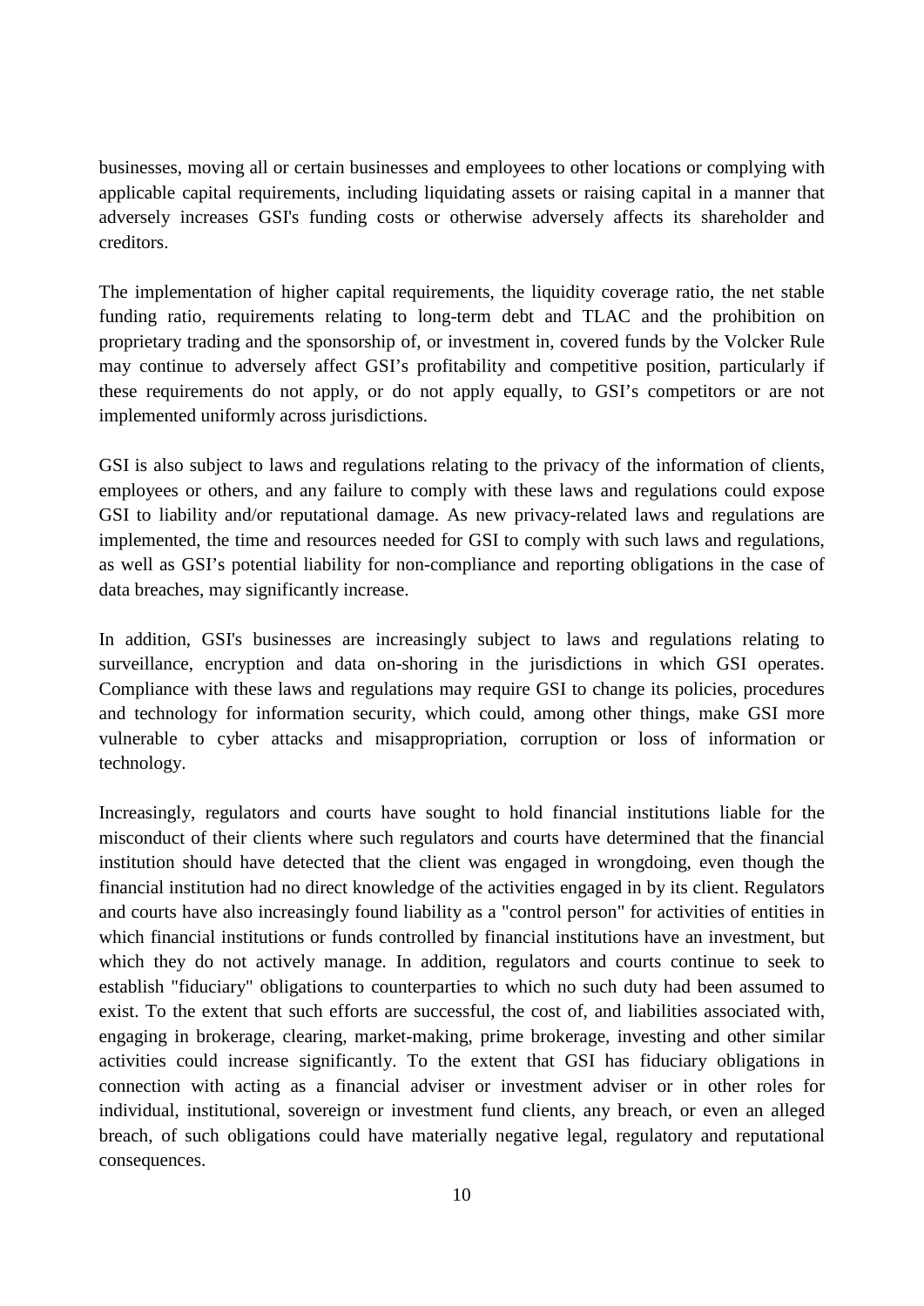businesses, moving all or certain businesses and employees to other locations or complying with applicable capital requirements, including liquidating assets or raising capital in a manner that adversely increases GSI's funding costs or otherwise adversely affects its shareholder and creditors.

The implementation of higher capital requirements, the liquidity coverage ratio, the net stable funding ratio, requirements relating to long-term debt and TLAC and the prohibition on proprietary trading and the sponsorship of, or investment in, covered funds by the Volcker Rule may continue to adversely affect GSI’s profitability and competitive position, particularly if these requirements do not apply, or do not apply equally, to GSI’s competitors or are not implemented uniformly across jurisdictions.

GSI is also subject to laws and regulations relating to the privacy of the information of clients, employees or others, and any failure to comply with these laws and regulations could expose GSI to liability and/or reputational damage. As new privacy-related laws and regulations are implemented, the time and resources needed for GSI to comply with such laws and regulations, as well as GSI’s potential liability for non-compliance and reporting obligations in the case of data breaches, may significantly increase.

In addition, GSI's businesses are increasingly subject to laws and regulations relating to surveillance, encryption and data on-shoring in the jurisdictions in which GSI operates. Compliance with these laws and regulations may require GSI to change its policies, procedures and technology for information security, which could, among other things, make GSI more vulnerable to cyber attacks and misappropriation, corruption or loss of information or technology.

Increasingly, regulators and courts have sought to hold financial institutions liable for the misconduct of their clients where such regulators and courts have determined that the financial institution should have detected that the client was engaged in wrongdoing, even though the financial institution had no direct knowledge of the activities engaged in by its client. Regulators and courts have also increasingly found liability as a "control person" for activities of entities in which financial institutions or funds controlled by financial institutions have an investment, but which they do not actively manage. In addition, regulators and courts continue to seek to establish "fiduciary" obligations to counterparties to which no such duty had been assumed to exist. To the extent that such efforts are successful, the cost of, and liabilities associated with, engaging in brokerage, clearing, market-making, prime brokerage, investing and other similar activities could increase significantly. To the extent that GSI has fiduciary obligations in connection with acting as a financial adviser or investment adviser or in other roles for individual, institutional, sovereign or investment fund clients, any breach, or even an alleged breach, of such obligations could have materially negative legal, regulatory and reputational consequences.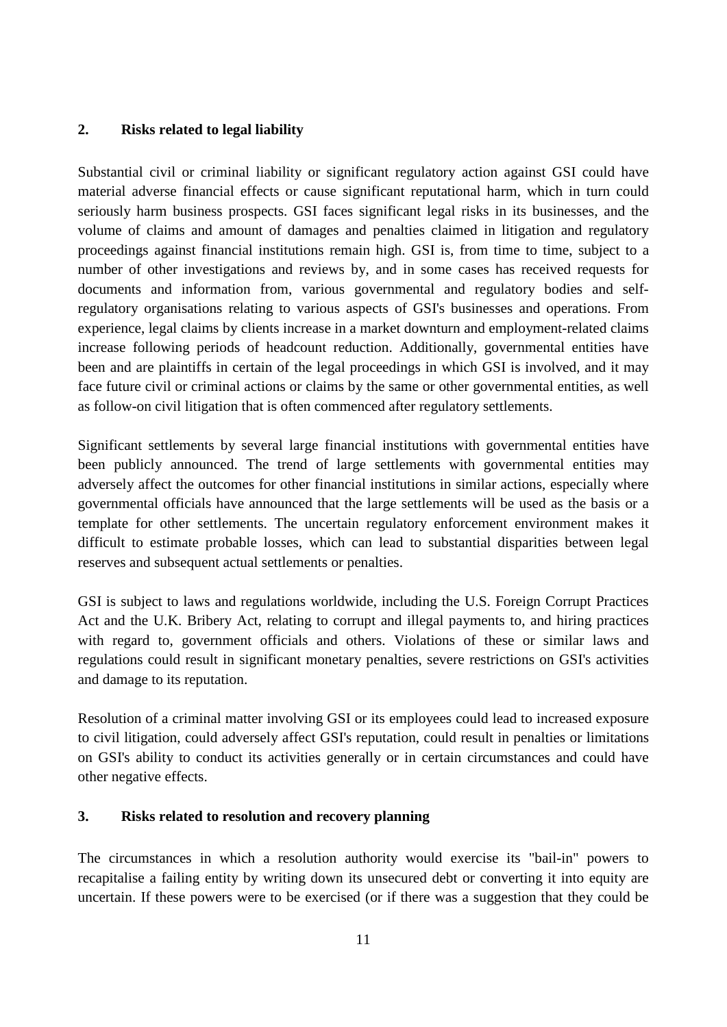## 2. Risks related to legal liability

Substantial civil or criminal liability or significant regulatory action against GSI could have material adverse financial effects or cause significant reputational harm, which in turn could seriously harm business prospects. GSI faces significant legal risks in its businesses, and the volume of claims and amount of damages and penalties claimed in litigation and regulatory proceedings against financial institutions remain high. GSI is, from time to time, subject to a number of other investigations and reviews by, and in some cases has received requests for documents and information from, various governmental and regulatory bodies and self-regulatory organisations relating to various aspects of GSI's businesses and operations. From experience, legal claims by clients increase in a market downturn and employment-related claims increase following periods of headcount reduction. Additionally, governmental entities have been and are plaintiffs in certain of the legal proceedings in which GSI is involved, and it may face future civil or criminal actions or claims by the same or other governmental entities, as well as follow-on civil litigation that is often commenced after regulatory settlements.

Significant settlements by several large financial institutions with governmental entities have been publicly announced. The trend of large settlements with governmental entities may adversely affect the outcomes for other financial institutions in similar actions, especially where governmental officials have announced that the large settlements will be used as the basis or a template for other settlements. The uncertain regulatory enforcement environment makes it difficult to estimate probable losses, which can lead to substantial disparities between legal reserves and subsequent actual settlements or penalties.

GSI is subject to laws and regulations worldwide, including the U.S. Foreign Corrupt Practices Act and the U.K. Bribery Act, relating to corrupt and illegal payments to, and hiring practices with regard to, government officials and others. Violations of these or similar laws and regulations could result in significant monetary penalties, severe restrictions on GSI's activities and damage to its reputation.

Resolution of a criminal matter involving GSI or its employees could lead to increased exposure to civil litigation, could adversely affect GSI's reputation, could result in penalties or limitations on GSI's ability to conduct its activities generally or in certain circumstances and could have other negative effects.

## 3. Risks related to resolution and recovery planning

The circumstances in which a resolution authority would exercise its "bail-in" powers to recapitalise a failing entity by writing down its unsecured debt or converting it into equity are uncertain. If these powers were to be exercised (or if there was a suggestion that they could be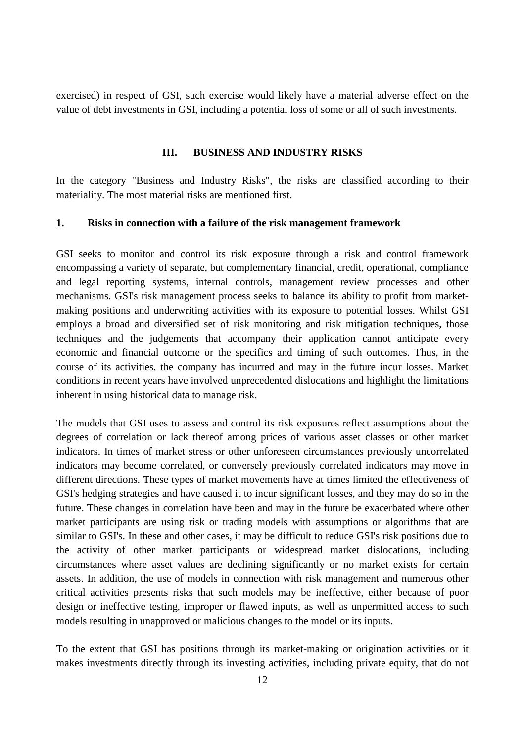exercised) in respect of GSI, such exercise would likely have a material adverse effect on the value of debt investments in GSI, including a potential loss of some or all of such investments.

## III. BUSINESS AND INDUSTRY RISKS

In the category "Business and Industry Risks", the risks are classified according to their materiality. The most material risks are mentioned first.

### 1. Risks in connection with a failure of the risk management framework

GSI seeks to monitor and control its risk exposure through a risk and control framework encompassing a variety of separate, but complementary financial, credit, operational, compliance and legal reporting systems, internal controls, management review processes and other mechanisms. GSI's risk management process seeks to balance its ability to profit from market-making positions and underwriting activities with its exposure to potential losses. Whilst GSI employs a broad and diversified set of risk monitoring and risk mitigation techniques, those techniques and the judgements that accompany their application cannot anticipate every economic and financial outcome or the specifics and timing of such outcomes. Thus, in the course of its activities, the company has incurred and may in the future incur losses. Market conditions in recent years have involved unprecedented dislocations and highlight the limitations inherent in using historical data to manage risk.

The models that GSI uses to assess and control its risk exposures reflect assumptions about the degrees of correlation or lack thereof among prices of various asset classes or other market indicators. In times of market stress or other unforeseen circumstances previously uncorrelated indicators may become correlated, or conversely previously correlated indicators may move in different directions. These types of market movements have at times limited the effectiveness of GSI's hedging strategies and have caused it to incur significant losses, and they may do so in the future. These changes in correlation have been and may in the future be exacerbated where other market participants are using risk or trading models with assumptions or algorithms that are similar to GSI's. In these and other cases, it may be difficult to reduce GSI's risk positions due to the activity of other market participants or widespread market dislocations, including circumstances where asset values are declining significantly or no market exists for certain assets. In addition, the use of models in connection with risk management and numerous other critical activities presents risks that such models may be ineffective, either because of poor design or ineffective testing, improper or flawed inputs, as well as unpermitted access to such models resulting in unapproved or malicious changes to the model or its inputs.

To the extent that GSI has positions through its market-making or origination activities or it makes investments directly through its investing activities, including private equity, that do not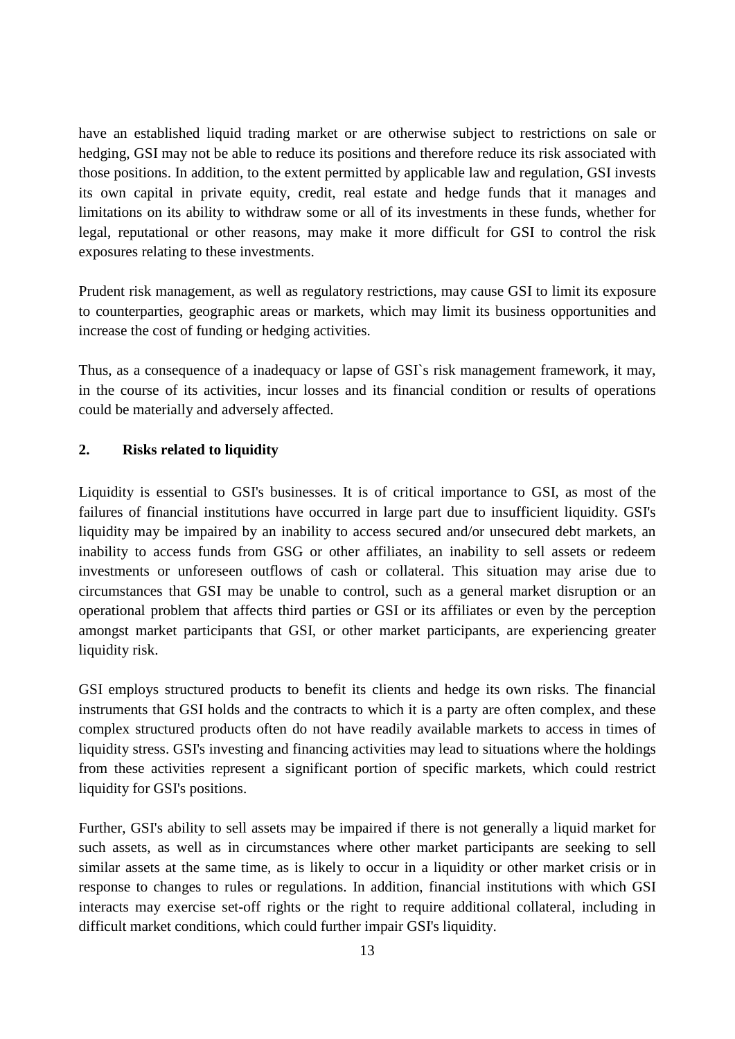have an established liquid trading market or are otherwise subject to restrictions on sale or hedging, GSI may not be able to reduce its positions and therefore reduce its risk associated with those positions. In addition, to the extent permitted by applicable law and regulation, GSI invests its own capital in private equity, credit, real estate and hedge funds that it manages and limitations on its ability to withdraw some or all of its investments in these funds, whether for legal, reputational or other reasons, may make it more difficult for GSI to control the risk exposures relating to these investments.

Prudent risk management, as well as regulatory restrictions, may cause GSI to limit its exposure to counterparties, geographic areas or markets, which may limit its business opportunities and increase the cost of funding or hedging activities.

Thus, as a consequence of a inadequacy or lapse of GSI`s risk management framework, it may, in the course of its activities, incur losses and its financial condition or results of operations could be materially and adversely affected.

## 2. Risks related to liquidity

Liquidity is essential to GSI's businesses. It is of critical importance to GSI, as most of the failures of financial institutions have occurred in large part due to insufficient liquidity. GSI's liquidity may be impaired by an inability to access secured and/or unsecured debt markets, an inability to access funds from GSG or other affiliates, an inability to sell assets or redeem investments or unforeseen outflows of cash or collateral. This situation may arise due to circumstances that GSI may be unable to control, such as a general market disruption or an operational problem that affects third parties or GSI or its affiliates or even by the perception amongst market participants that GSI, or other market participants, are experiencing greater liquidity risk.

GSI employs structured products to benefit its clients and hedge its own risks. The financial instruments that GSI holds and the contracts to which it is a party are often complex, and these complex structured products often do not have readily available markets to access in times of liquidity stress. GSI's investing and financing activities may lead to situations where the holdings from these activities represent a significant portion of specific markets, which could restrict liquidity for GSI's positions.

Further, GSI's ability to sell assets may be impaired if there is not generally a liquid market for such assets, as well as in circumstances where other market participants are seeking to sell similar assets at the same time, as is likely to occur in a liquidity or other market crisis or in response to changes to rules or regulations. In addition, financial institutions with which GSI interacts may exercise set-off rights or the right to require additional collateral, including in difficult market conditions, which could further impair GSI's liquidity.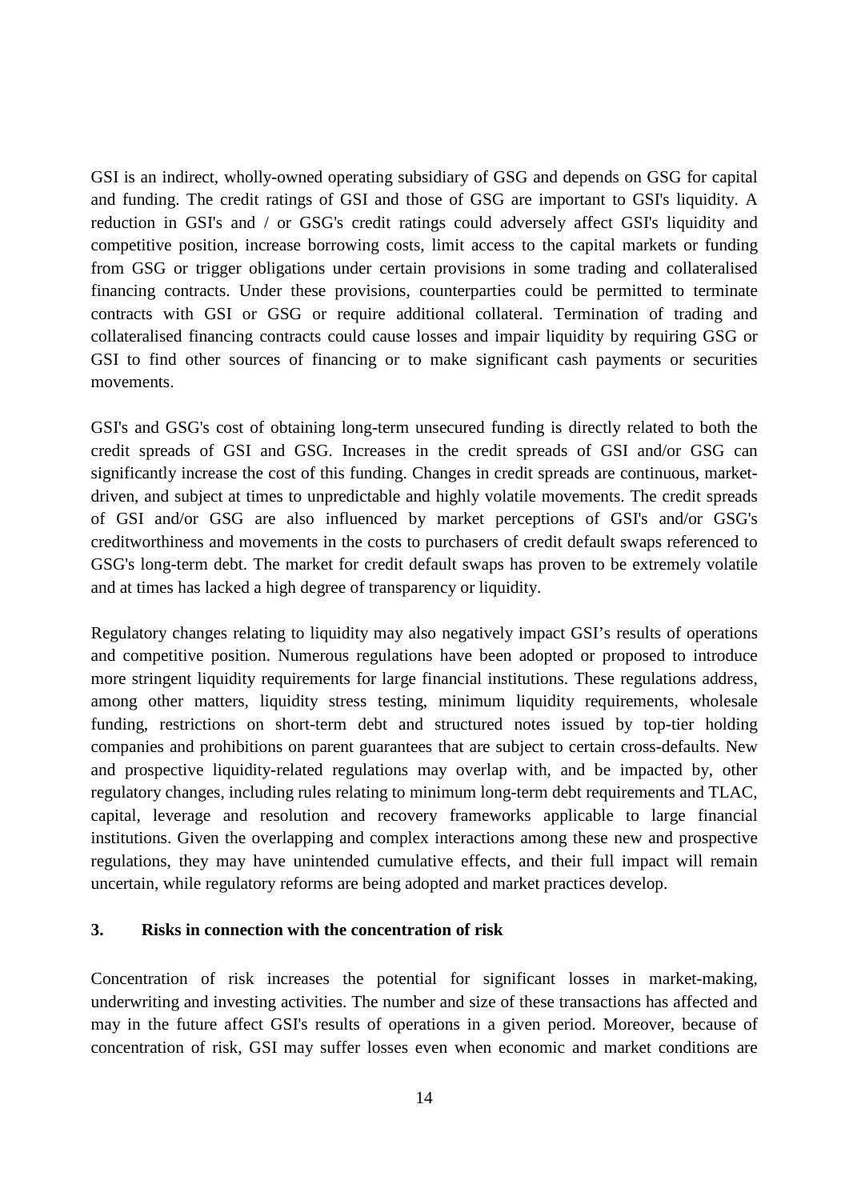GSI is an indirect, wholly-owned operating subsidiary of GSG and depends on GSG for capital and funding. The credit ratings of GSI and those of GSG are important to GSI's liquidity. A reduction in GSI's and / or GSG's credit ratings could adversely affect GSI's liquidity and competitive position, increase borrowing costs, limit access to the capital markets or funding from GSG or trigger obligations under certain provisions in some trading and collateralised financing contracts. Under these provisions, counterparties could be permitted to terminate contracts with GSI or GSG or require additional collateral. Termination of trading and collateralised financing contracts could cause losses and impair liquidity by requiring GSG or GSI to find other sources of financing or to make significant cash payments or securities movements.

GSI's and GSG's cost of obtaining long-term unsecured funding is directly related to both the credit spreads of GSI and GSG. Increases in the credit spreads of GSI and/or GSG can significantly increase the cost of this funding. Changes in credit spreads are continuous, market-driven, and subject at times to unpredictable and highly volatile movements. The credit spreads of GSI and/or GSG are also influenced by market perceptions of GSI's and/or GSG's creditworthiness and movements in the costs to purchasers of credit default swaps referenced to GSG's long-term debt. The market for credit default swaps has proven to be extremely volatile and at times has lacked a high degree of transparency or liquidity.

Regulatory changes relating to liquidity may also negatively impact GSI's results of operations and competitive position. Numerous regulations have been adopted or proposed to introduce more stringent liquidity requirements for large financial institutions. These regulations address, among other matters, liquidity stress testing, minimum liquidity requirements, wholesale funding, restrictions on short-term debt and structured notes issued by top-tier holding companies and prohibitions on parent guarantees that are subject to certain cross-defaults. New and prospective liquidity-related regulations may overlap with, and be impacted by, other regulatory changes, including rules relating to minimum long-term debt requirements and TLAC, capital, leverage and resolution and recovery frameworks applicable to large financial institutions. Given the overlapping and complex interactions among these new and prospective regulations, they may have unintended cumulative effects, and their full impact will remain uncertain, while regulatory reforms are being adopted and market practices develop.

### 3. Risks in connection with the concentration of risk

Concentration of risk increases the potential for significant losses in market-making, underwriting and investing activities. The number and size of these transactions has affected and may in the future affect GSI's results of operations in a given period. Moreover, because of concentration of risk, GSI may suffer losses even when economic and market conditions are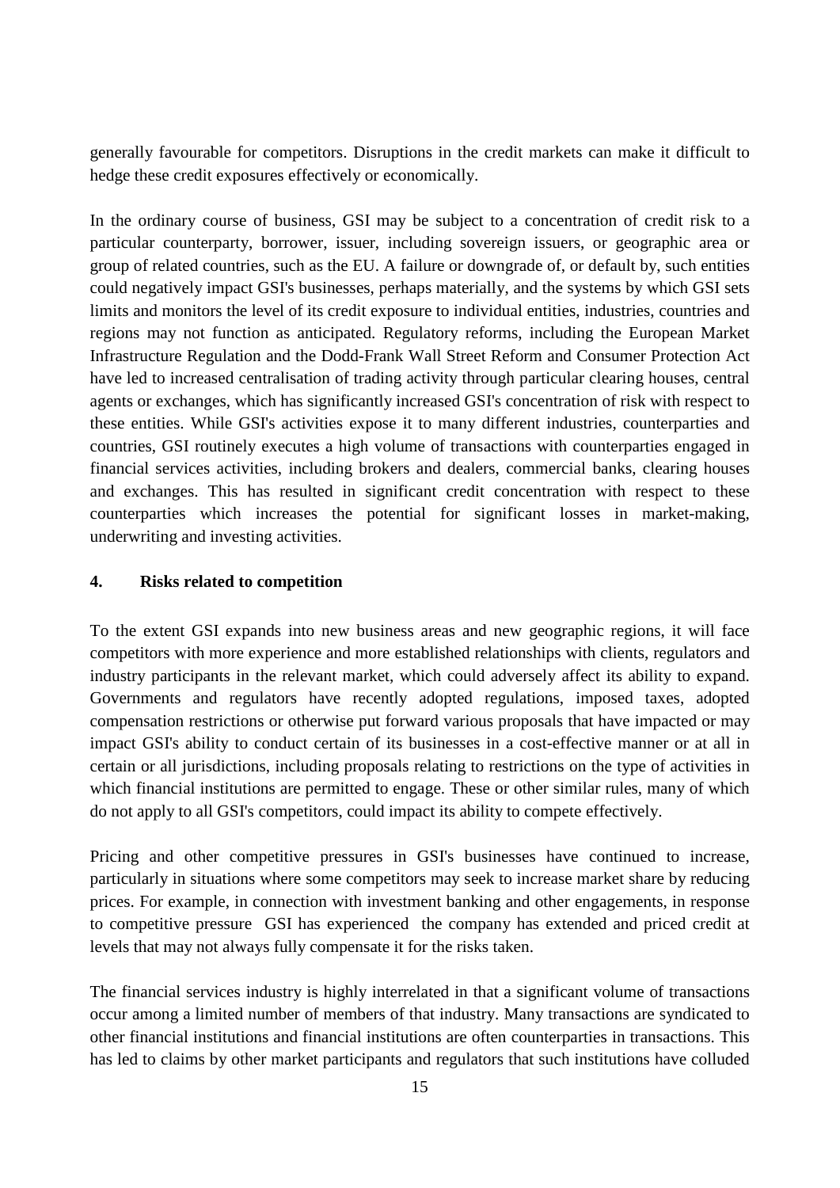generally favourable for competitors. Disruptions in the credit markets can make it difficult to hedge these credit exposures effectively or economically.

In the ordinary course of business, GSI may be subject to a concentration of credit risk to a particular counterparty, borrower, issuer, including sovereign issuers, or geographic area or group of related countries, such as the EU. A failure or downgrade of, or default by, such entities could negatively impact GSI's businesses, perhaps materially, and the systems by which GSI sets limits and monitors the level of its credit exposure to individual entities, industries, countries and regions may not function as anticipated. Regulatory reforms, including the European Market Infrastructure Regulation and the Dodd-Frank Wall Street Reform and Consumer Protection Act have led to increased centralisation of trading activity through particular clearing houses, central agents or exchanges, which has significantly increased GSI's concentration of risk with respect to these entities. While GSI's activities expose it to many different industries, counterparties and countries, GSI routinely executes a high volume of transactions with counterparties engaged in financial services activities, including brokers and dealers, commercial banks, clearing houses and exchanges. This has resulted in significant credit concentration with respect to these counterparties which increases the potential for significant losses in market-making, underwriting and investing activities.

## 4. Risks related to competition

To the extent GSI expands into new business areas and new geographic regions, it will face competitors with more experience and more established relationships with clients, regulators and industry participants in the relevant market, which could adversely affect its ability to expand. Governments and regulators have recently adopted regulations, imposed taxes, adopted compensation restrictions or otherwise put forward various proposals that have impacted or may impact GSI's ability to conduct certain of its businesses in a cost-effective manner or at all in certain or all jurisdictions, including proposals relating to restrictions on the type of activities in which financial institutions are permitted to engage. These or other similar rules, many of which do not apply to all GSI's competitors, could impact its ability to compete effectively.

Pricing and other competitive pressures in GSI's businesses have continued to increase, particularly in situations where some competitors may seek to increase market share by reducing prices. For example, in connection with investment banking and other engagements, in response to competitive pressure GSI has experienced the company has extended and priced credit at levels that may not always fully compensate it for the risks taken.

The financial services industry is highly interrelated in that a significant volume of transactions occur among a limited number of members of that industry. Many transactions are syndicated to other financial institutions and financial institutions are often counterparties in transactions. This has led to claims by other market participants and regulators that such institutions have colluded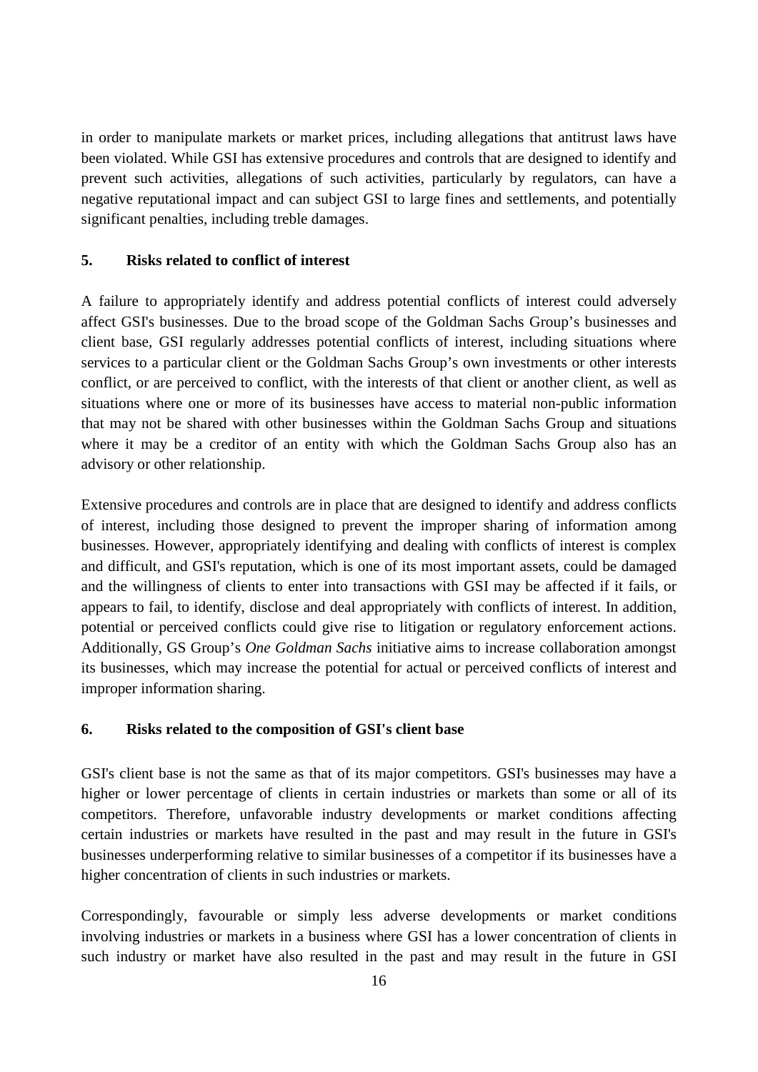in order to manipulate markets or market prices, including allegations that antitrust laws have been violated. While GSI has extensive procedures and controls that are designed to identify and prevent such activities, allegations of such activities, particularly by regulators, can have a negative reputational impact and can subject GSI to large fines and settlements, and potentially significant penalties, including treble damages.

### 5. Risks related to conflict of interest

A failure to appropriately identify and address potential conflicts of interest could adversely affect GSI's businesses. Due to the broad scope of the Goldman Sachs Group's businesses and client base, GSI regularly addresses potential conflicts of interest, including situations where services to a particular client or the Goldman Sachs Group's own investments or other interests conflict, or are perceived to conflict, with the interests of that client or another client, as well as situations where one or more of its businesses have access to material non-public information that may not be shared with other businesses within the Goldman Sachs Group and situations where it may be a creditor of an entity with which the Goldman Sachs Group also has an advisory or other relationship.

Extensive procedures and controls are in place that are designed to identify and address conflicts of interest, including those designed to prevent the improper sharing of information among businesses. However, appropriately identifying and dealing with conflicts of interest is complex and difficult, and GSI's reputation, which is one of its most important assets, could be damaged and the willingness of clients to enter into transactions with GSI may be affected if it fails, or appears to fail, to identify, disclose and deal appropriately with conflicts of interest. In addition, potential or perceived conflicts could give rise to litigation or regulatory enforcement actions. Additionally, GS Group's *One Goldman Sachs* initiative aims to increase collaboration amongst its businesses, which may increase the potential for actual or perceived conflicts of interest and improper information sharing.

### 6. Risks related to the composition of GSI's client base

GSI's client base is not the same as that of its major competitors. GSI's businesses may have a higher or lower percentage of clients in certain industries or markets than some or all of its competitors. Therefore, unfavorable industry developments or market conditions affecting certain industries or markets have resulted in the past and may result in the future in GSI's businesses underperforming relative to similar businesses of a competitor if its businesses have a higher concentration of clients in such industries or markets.

Correspondingly, favourable or simply less adverse developments or market conditions involving industries or markets in a business where GSI has a lower concentration of clients in such industry or market have also resulted in the past and may result in the future in GSI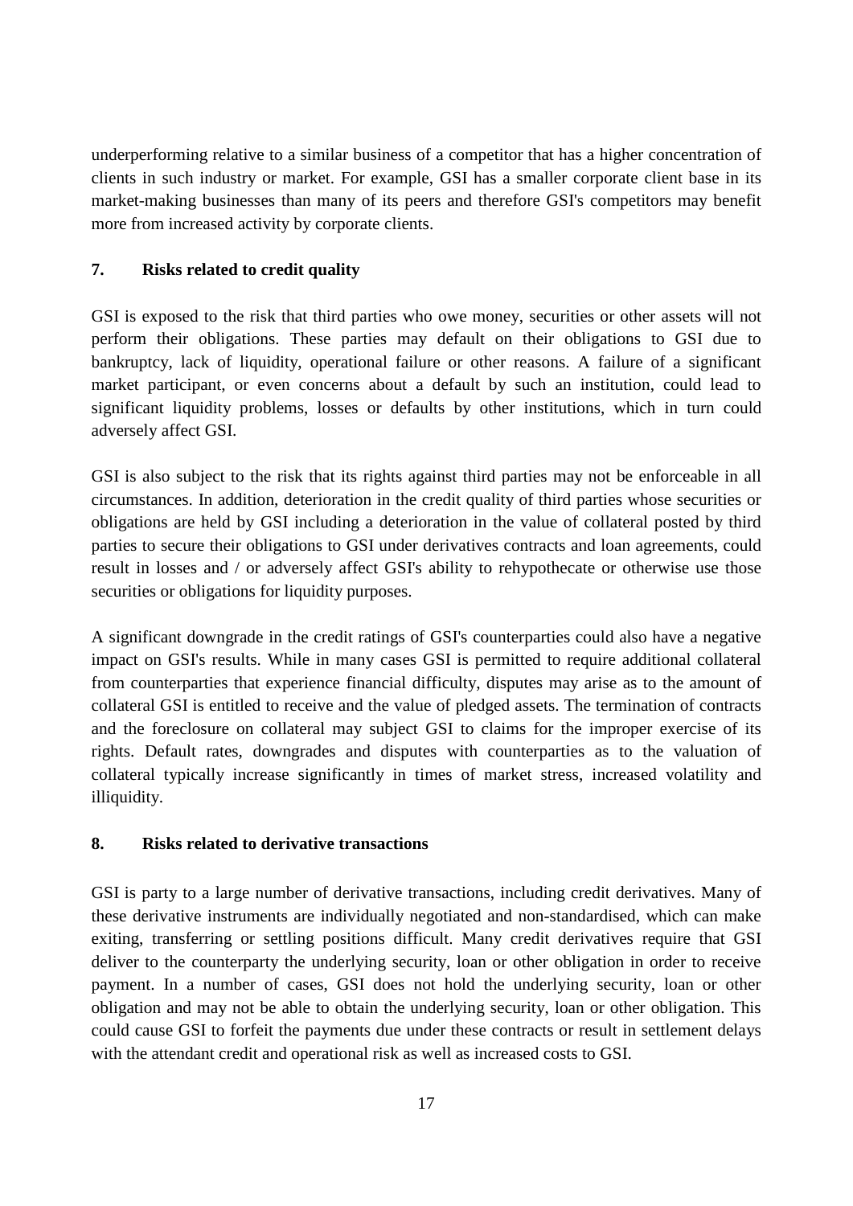underperforming relative to a similar business of a competitor that has a higher concentration of clients in such industry or market. For example, GSI has a smaller corporate client base in its market-making businesses than many of its peers and therefore GSI's competitors may benefit more from increased activity by corporate clients.

## 7. Risks related to credit quality

GSI is exposed to the risk that third parties who owe money, securities or other assets will not perform their obligations. These parties may default on their obligations to GSI due to bankruptcy, lack of liquidity, operational failure or other reasons. A failure of a significant market participant, or even concerns about a default by such an institution, could lead to significant liquidity problems, losses or defaults by other institutions, which in turn could adversely affect GSI.

GSI is also subject to the risk that its rights against third parties may not be enforceable in all circumstances. In addition, deterioration in the credit quality of third parties whose securities or obligations are held by GSI including a deterioration in the value of collateral posted by third parties to secure their obligations to GSI under derivatives contracts and loan agreements, could result in losses and / or adversely affect GSI's ability to rehypothecate or otherwise use those securities or obligations for liquidity purposes.

A significant downgrade in the credit ratings of GSI's counterparties could also have a negative impact on GSI's results. While in many cases GSI is permitted to require additional collateral from counterparties that experience financial difficulty, disputes may arise as to the amount of collateral GSI is entitled to receive and the value of pledged assets. The termination of contracts and the foreclosure on collateral may subject GSI to claims for the improper exercise of its rights. Default rates, downgrades and disputes with counterparties as to the valuation of collateral typically increase significantly in times of market stress, increased volatility and illiquidity.

## 8. Risks related to derivative transactions

GSI is party to a large number of derivative transactions, including credit derivatives. Many of these derivative instruments are individually negotiated and non-standardised, which can make exiting, transferring or settling positions difficult. Many credit derivatives require that GSI deliver to the counterparty the underlying security, loan or other obligation in order to receive payment. In a number of cases, GSI does not hold the underlying security, loan or other obligation and may not be able to obtain the underlying security, loan or other obligation. This could cause GSI to forfeit the payments due under these contracts or result in settlement delays with the attendant credit and operational risk as well as increased costs to GSI.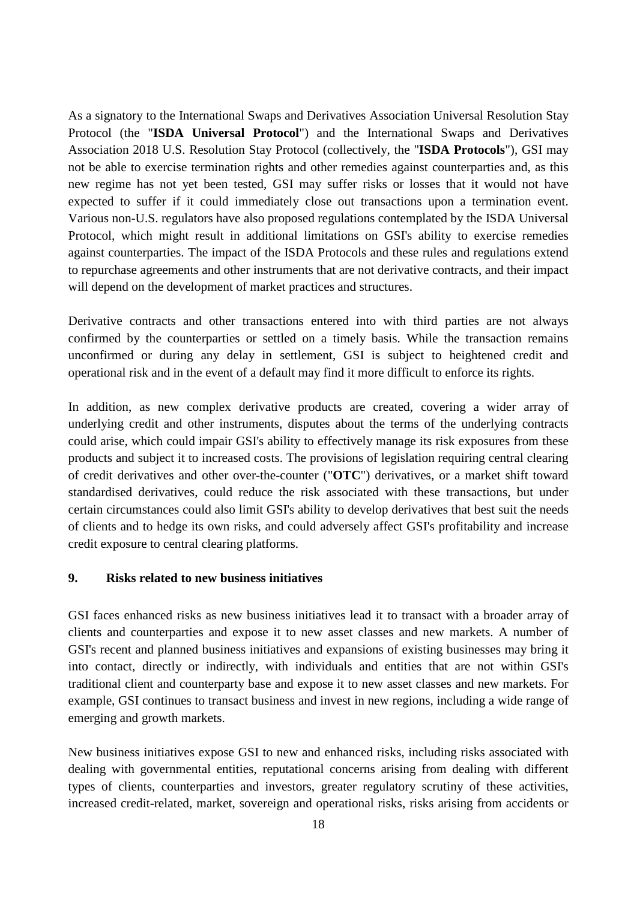As a signatory to the International Swaps and Derivatives Association Universal Resolution Stay Protocol (the "**ISDA Universal Protocol**") and the International Swaps and Derivatives Association 2018 U.S. Resolution Stay Protocol (collectively, the "**ISDA Protocols**"), GSI may not be able to exercise termination rights and other remedies against counterparties and, as this new regime has not yet been tested, GSI may suffer risks or losses that it would not have expected to suffer if it could immediately close out transactions upon a termination event. Various non-U.S. regulators have also proposed regulations contemplated by the ISDA Universal Protocol, which might result in additional limitations on GSI's ability to exercise remedies against counterparties. The impact of the ISDA Protocols and these rules and regulations extend to repurchase agreements and other instruments that are not derivative contracts, and their impact will depend on the development of market practices and structures.

Derivative contracts and other transactions entered into with third parties are not always confirmed by the counterparties or settled on a timely basis. While the transaction remains unconfirmed or during any delay in settlement, GSI is subject to heightened credit and operational risk and in the event of a default may find it more difficult to enforce its rights.

In addition, as new complex derivative products are created, covering a wider array of underlying credit and other instruments, disputes about the terms of the underlying contracts could arise, which could impair GSI's ability to effectively manage its risk exposures from these products and subject it to increased costs. The provisions of legislation requiring central clearing of credit derivatives and other over-the-counter ("**OTC**") derivatives, or a market shift toward standardised derivatives, could reduce the risk associated with these transactions, but under certain circumstances could also limit GSI's ability to develop derivatives that best suit the needs of clients and to hedge its own risks, and could adversely affect GSI's profitability and increase credit exposure to central clearing platforms.

## 9. Risks related to new business initiatives

GSI faces enhanced risks as new business initiatives lead it to transact with a broader array of clients and counterparties and expose it to new asset classes and new markets. A number of GSI's recent and planned business initiatives and expansions of existing businesses may bring it into contact, directly or indirectly, with individuals and entities that are not within GSI's traditional client and counterparty base and expose it to new asset classes and new markets. For example, GSI continues to transact business and invest in new regions, including a wide range of emerging and growth markets.

New business initiatives expose GSI to new and enhanced risks, including risks associated with dealing with governmental entities, reputational concerns arising from dealing with different types of clients, counterparties and investors, greater regulatory scrutiny of these activities, increased credit-related, market, sovereign and operational risks, risks arising from accidents or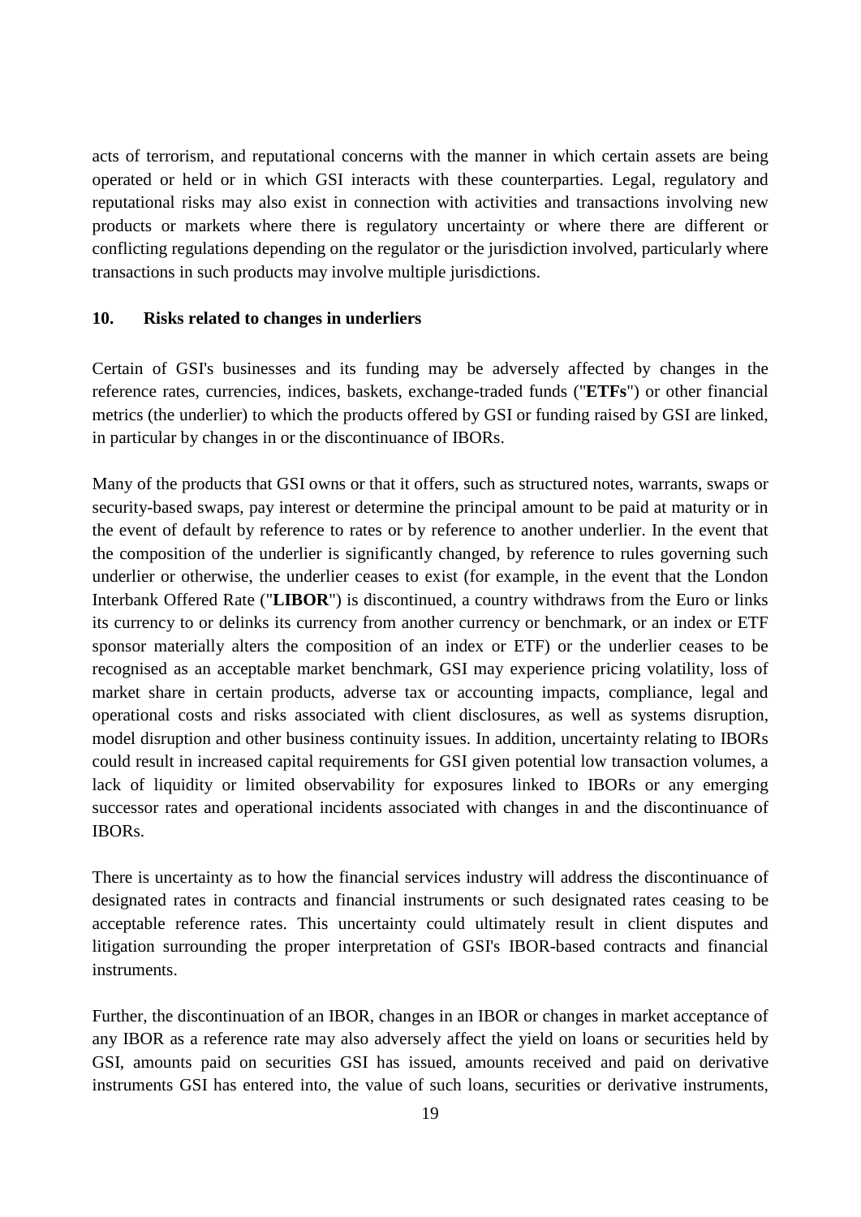acts of terrorism, and reputational concerns with the manner in which certain assets are being operated or held or in which GSI interacts with these counterparties. Legal, regulatory and reputational risks may also exist in connection with activities and transactions involving new products or markets where there is regulatory uncertainty or where there are different or conflicting regulations depending on the regulator or the jurisdiction involved, particularly where transactions in such products may involve multiple jurisdictions.

## 10. Risks related to changes in underliers

Certain of GSI's businesses and its funding may be adversely affected by changes in the reference rates, currencies, indices, baskets, exchange-traded funds ("**ETFs**") or other financial metrics (the underlier) to which the products offered by GSI or funding raised by GSI are linked, in particular by changes in or the discontinuance of IBORs.

Many of the products that GSI owns or that it offers, such as structured notes, warrants, swaps or security-based swaps, pay interest or determine the principal amount to be paid at maturity or in the event of default by reference to rates or by reference to another underlier. In the event that the composition of the underlier is significantly changed, by reference to rules governing such underlier or otherwise, the underlier ceases to exist (for example, in the event that the London Interbank Offered Rate ("**LIBOR**") is discontinued, a country withdraws from the Euro or links its currency to or delinks its currency from another currency or benchmark, or an index or ETF sponsor materially alters the composition of an index or ETF) or the underlier ceases to be recognised as an acceptable market benchmark, GSI may experience pricing volatility, loss of market share in certain products, adverse tax or accounting impacts, compliance, legal and operational costs and risks associated with client disclosures, as well as systems disruption, model disruption and other business continuity issues. In addition, uncertainty relating to IBORs could result in increased capital requirements for GSI given potential low transaction volumes, a lack of liquidity or limited observability for exposures linked to IBORs or any emerging successor rates and operational incidents associated with changes in and the discontinuance of IBORs.

There is uncertainty as to how the financial services industry will address the discontinuance of designated rates in contracts and financial instruments or such designated rates ceasing to be acceptable reference rates. This uncertainty could ultimately result in client disputes and litigation surrounding the proper interpretation of GSI's IBOR-based contracts and financial instruments.

Further, the discontinuation of an IBOR, changes in an IBOR or changes in market acceptance of any IBOR as a reference rate may also adversely affect the yield on loans or securities held by GSI, amounts paid on securities GSI has issued, amounts received and paid on derivative instruments GSI has entered into, the value of such loans, securities or derivative instruments,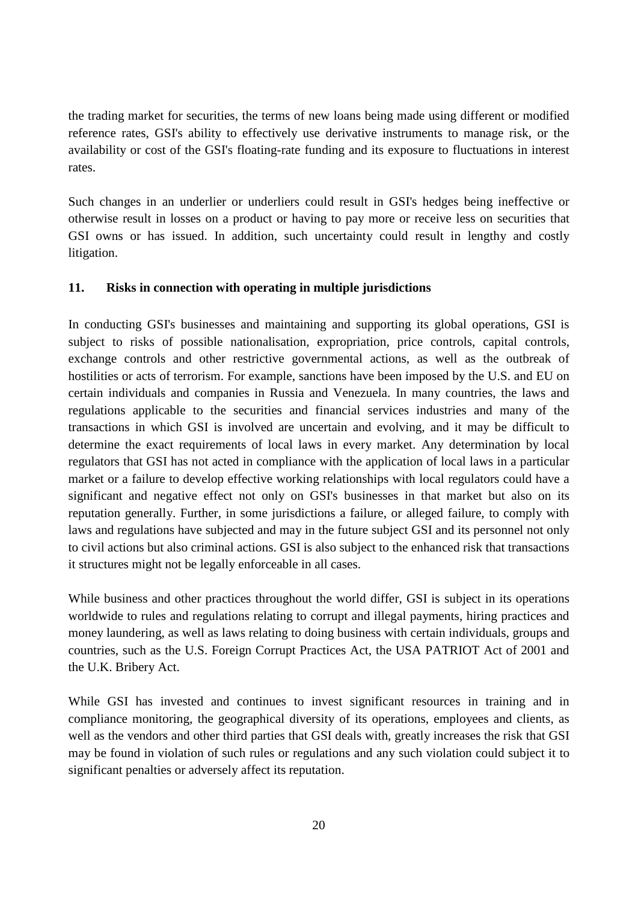the trading market for securities, the terms of new loans being made using different or modified reference rates, GSI's ability to effectively use derivative instruments to manage risk, or the availability or cost of the GSI's floating-rate funding and its exposure to fluctuations in interest rates.

Such changes in an underlier or underliers could result in GSI's hedges being ineffective or otherwise result in losses on a product or having to pay more or receive less on securities that GSI owns or has issued. In addition, such uncertainty could result in lengthy and costly litigation.

## 11. Risks in connection with operating in multiple jurisdictions

In conducting GSI's businesses and maintaining and supporting its global operations, GSI is subject to risks of possible nationalisation, expropriation, price controls, capital controls, exchange controls and other restrictive governmental actions, as well as the outbreak of hostilities or acts of terrorism. For example, sanctions have been imposed by the U.S. and EU on certain individuals and companies in Russia and Venezuela. In many countries, the laws and regulations applicable to the securities and financial services industries and many of the transactions in which GSI is involved are uncertain and evolving, and it may be difficult to determine the exact requirements of local laws in every market. Any determination by local regulators that GSI has not acted in compliance with the application of local laws in a particular market or a failure to develop effective working relationships with local regulators could have a significant and negative effect not only on GSI's businesses in that market but also on its reputation generally. Further, in some jurisdictions a failure, or alleged failure, to comply with laws and regulations have subjected and may in the future subject GSI and its personnel not only to civil actions but also criminal actions. GSI is also subject to the enhanced risk that transactions it structures might not be legally enforceable in all cases.

While business and other practices throughout the world differ, GSI is subject in its operations worldwide to rules and regulations relating to corrupt and illegal payments, hiring practices and money laundering, as well as laws relating to doing business with certain individuals, groups and countries, such as the U.S. Foreign Corrupt Practices Act, the USA PATRIOT Act of 2001 and the U.K. Bribery Act.

While GSI has invested and continues to invest significant resources in training and in compliance monitoring, the geographical diversity of its operations, employees and clients, as well as the vendors and other third parties that GSI deals with, greatly increases the risk that GSI may be found in violation of such rules or regulations and any such violation could subject it to significant penalties or adversely affect its reputation.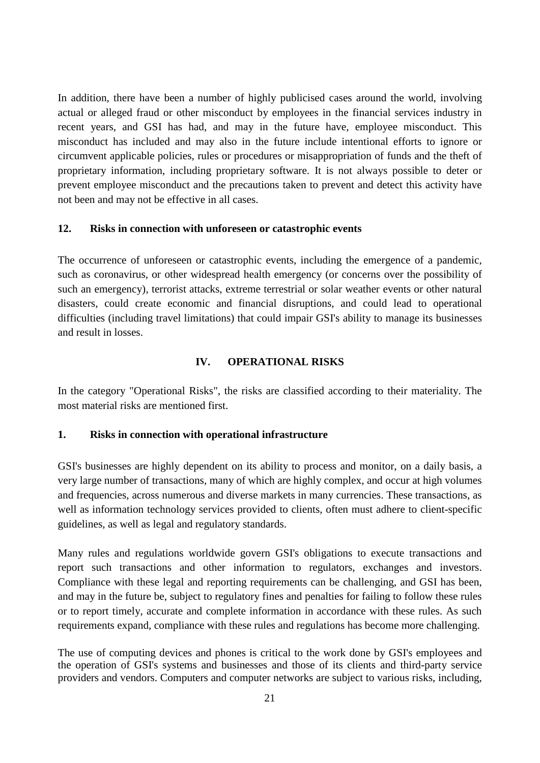In addition, there have been a number of highly publicised cases around the world, involving actual or alleged fraud or other misconduct by employees in the financial services industry in recent years, and GSI has had, and may in the future have, employee misconduct. This misconduct has included and may also in the future include intentional efforts to ignore or circumvent applicable policies, rules or procedures or misappropriation of funds and the theft of proprietary information, including proprietary software. It is not always possible to deter or prevent employee misconduct and the precautions taken to prevent and detect this activity have not been and may not be effective in all cases.

**12. Risks in connection with unforeseen or catastrophic events**

The occurrence of unforeseen or catastrophic events, including the emergence of a pandemic, such as coronavirus, or other widespread health emergency (or concerns over the possibility of such an emergency), terrorist attacks, extreme terrestrial or solar weather events or other natural disasters, could create economic and financial disruptions, and could lead to operational difficulties (including travel limitations) that could impair GSI's ability to manage its businesses and result in losses.

## IV. OPERATIONAL RISKS

In the category "Operational Risks", the risks are classified according to their materiality. The most material risks are mentioned first.

**1. Risks in connection with operational infrastructure**

GSI's businesses are highly dependent on its ability to process and monitor, on a daily basis, a very large number of transactions, many of which are highly complex, and occur at high volumes and frequencies, across numerous and diverse markets in many currencies. These transactions, as well as information technology services provided to clients, often must adhere to client-specific guidelines, as well as legal and regulatory standards.

Many rules and regulations worldwide govern GSI's obligations to execute transactions and report such transactions and other information to regulators, exchanges and investors. Compliance with these legal and reporting requirements can be challenging, and GSI has been, and may in the future be, subject to regulatory fines and penalties for failing to follow these rules or to report timely, accurate and complete information in accordance with these rules. As such requirements expand, compliance with these rules and regulations has become more challenging.

The use of computing devices and phones is critical to the work done by GSI's employees and the operation of GSI's systems and businesses and those of its clients and third-party service providers and vendors. Computers and computer networks are subject to various risks, including,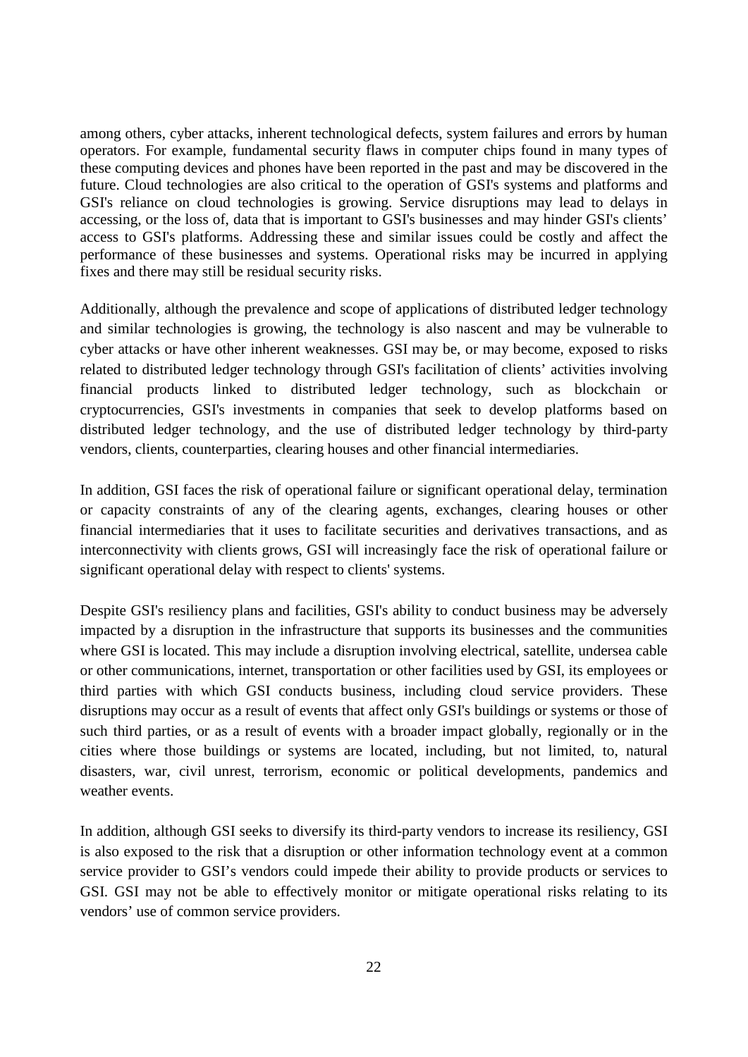among others, cyber attacks, inherent technological defects, system failures and errors by human operators. For example, fundamental security flaws in computer chips found in many types of these computing devices and phones have been reported in the past and may be discovered in the future. Cloud technologies are also critical to the operation of GSI's systems and platforms and GSI's reliance on cloud technologies is growing. Service disruptions may lead to delays in accessing, or the loss of, data that is important to GSI's businesses and may hinder GSI's clients' access to GSI's platforms. Addressing these and similar issues could be costly and affect the performance of these businesses and systems. Operational risks may be incurred in applying fixes and there may still be residual security risks.

Additionally, although the prevalence and scope of applications of distributed ledger technology and similar technologies is growing, the technology is also nascent and may be vulnerable to cyber attacks or have other inherent weaknesses. GSI may be, or may become, exposed to risks related to distributed ledger technology through GSI's facilitation of clients' activities involving financial products linked to distributed ledger technology, such as blockchain or cryptocurrencies, GSI's investments in companies that seek to develop platforms based on distributed ledger technology, and the use of distributed ledger technology by third-party vendors, clients, counterparties, clearing houses and other financial intermediaries.

In addition, GSI faces the risk of operational failure or significant operational delay, termination or capacity constraints of any of the clearing agents, exchanges, clearing houses or other financial intermediaries that it uses to facilitate securities and derivatives transactions, and as interconnectivity with clients grows, GSI will increasingly face the risk of operational failure or significant operational delay with respect to clients' systems.

Despite GSI's resiliency plans and facilities, GSI's ability to conduct business may be adversely impacted by a disruption in the infrastructure that supports its businesses and the communities where GSI is located. This may include a disruption involving electrical, satellite, undersea cable or other communications, internet, transportation or other facilities used by GSI, its employees or third parties with which GSI conducts business, including cloud service providers. These disruptions may occur as a result of events that affect only GSI's buildings or systems or those of such third parties, or as a result of events with a broader impact globally, regionally or in the cities where those buildings or systems are located, including, but not limited, to, natural disasters, war, civil unrest, terrorism, economic or political developments, pandemics and weather events.

In addition, although GSI seeks to diversify its third-party vendors to increase its resiliency, GSI is also exposed to the risk that a disruption or other information technology event at a common service provider to GSI's vendors could impede their ability to provide products or services to GSI. GSI may not be able to effectively monitor or mitigate operational risks relating to its vendors' use of common service providers.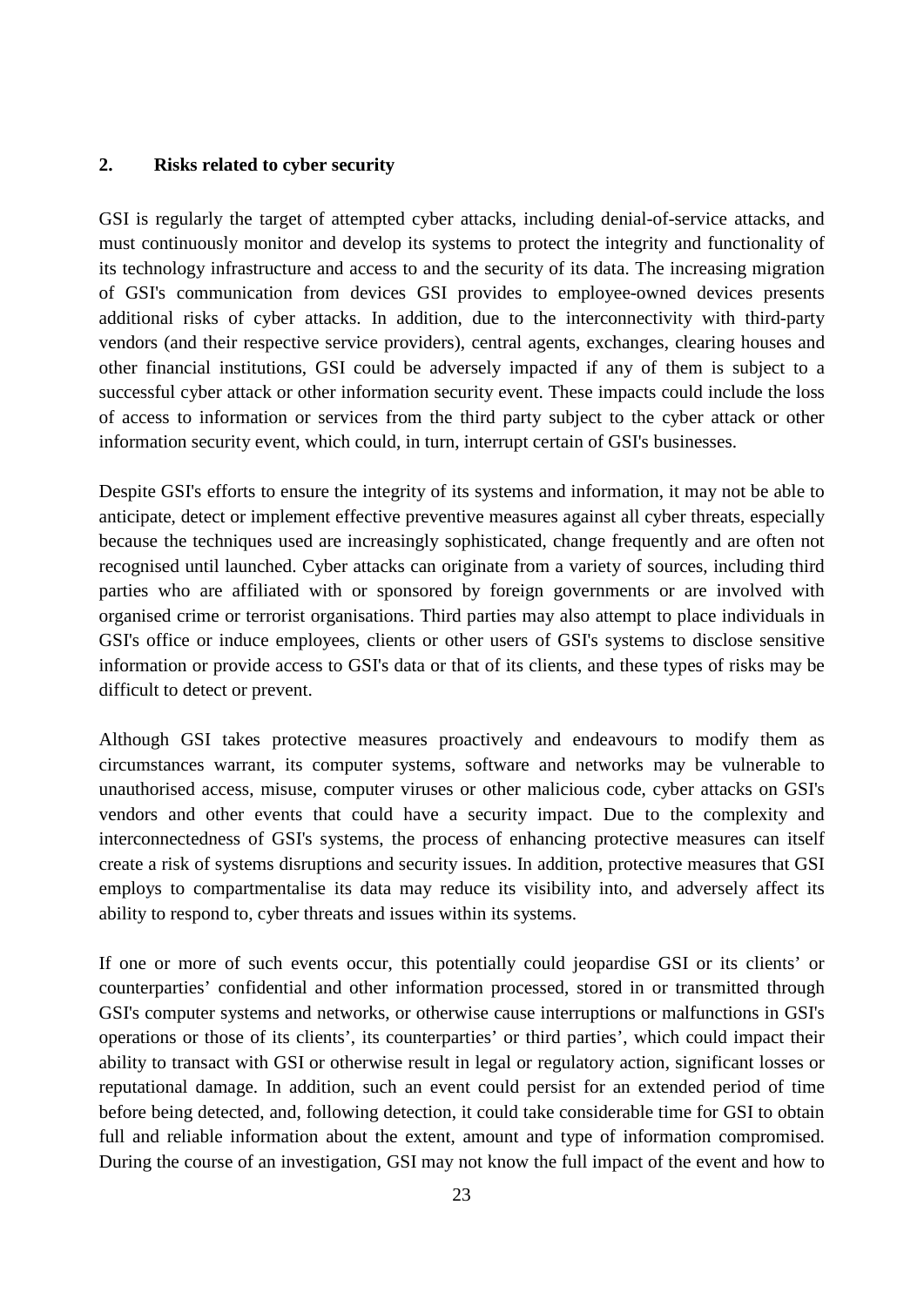## 2. Risks related to cyber security

GSI is regularly the target of attempted cyber attacks, including denial-of-service attacks, and must continuously monitor and develop its systems to protect the integrity and functionality of its technology infrastructure and access to and the security of its data. The increasing migration of GSI's communication from devices GSI provides to employee-owned devices presents additional risks of cyber attacks. In addition, due to the interconnectivity with third-party vendors (and their respective service providers), central agents, exchanges, clearing houses and other financial institutions, GSI could be adversely impacted if any of them is subject to a successful cyber attack or other information security event. These impacts could include the loss of access to information or services from the third party subject to the cyber attack or other information security event, which could, in turn, interrupt certain of GSI's businesses.

Despite GSI's efforts to ensure the integrity of its systems and information, it may not be able to anticipate, detect or implement effective preventive measures against all cyber threats, especially because the techniques used are increasingly sophisticated, change frequently and are often not recognised until launched. Cyber attacks can originate from a variety of sources, including third parties who are affiliated with or sponsored by foreign governments or are involved with organised crime or terrorist organisations. Third parties may also attempt to place individuals in GSI's office or induce employees, clients or other users of GSI's systems to disclose sensitive information or provide access to GSI's data or that of its clients, and these types of risks may be difficult to detect or prevent.

Although GSI takes protective measures proactively and endeavours to modify them as circumstances warrant, its computer systems, software and networks may be vulnerable to unauthorised access, misuse, computer viruses or other malicious code, cyber attacks on GSI's vendors and other events that could have a security impact. Due to the complexity and interconnectedness of GSI's systems, the process of enhancing protective measures can itself create a risk of systems disruptions and security issues. In addition, protective measures that GSI employs to compartmentalise its data may reduce its visibility into, and adversely affect its ability to respond to, cyber threats and issues within its systems.

If one or more of such events occur, this potentially could jeopardise GSI or its clients' or counterparties' confidential and other information processed, stored in or transmitted through GSI's computer systems and networks, or otherwise cause interruptions or malfunctions in GSI's operations or those of its clients', its counterparties' or third parties', which could impact their ability to transact with GSI or otherwise result in legal or regulatory action, significant losses or reputational damage. In addition, such an event could persist for an extended period of time before being detected, and, following detection, it could take considerable time for GSI to obtain full and reliable information about the extent, amount and type of information compromised. During the course of an investigation, GSI may not know the full impact of the event and how to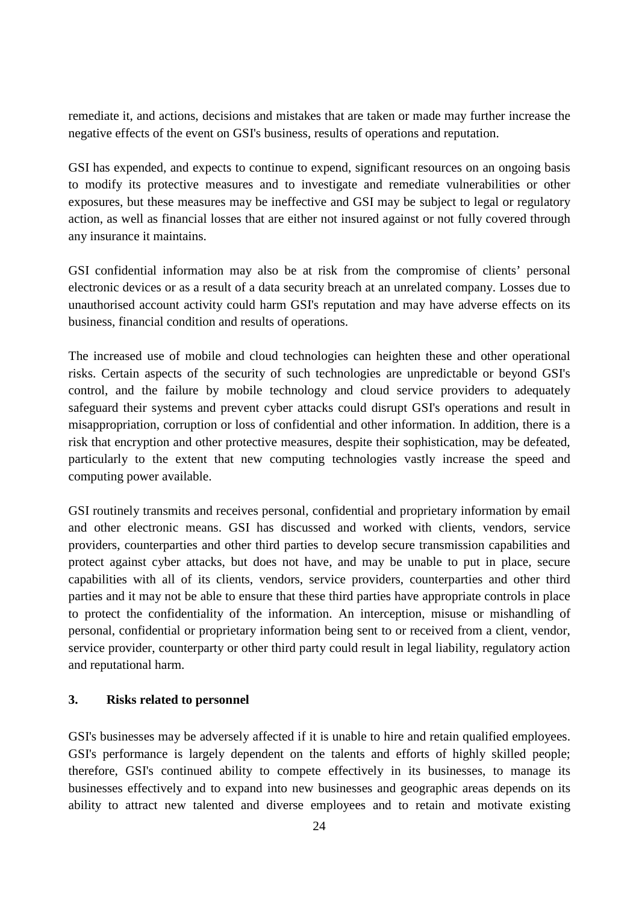remediate it, and actions, decisions and mistakes that are taken or made may further increase the negative effects of the event on GSI's business, results of operations and reputation.

GSI has expended, and expects to continue to expend, significant resources on an ongoing basis to modify its protective measures and to investigate and remediate vulnerabilities or other exposures, but these measures may be ineffective and GSI may be subject to legal or regulatory action, as well as financial losses that are either not insured against or not fully covered through any insurance it maintains.

GSI confidential information may also be at risk from the compromise of clients' personal electronic devices or as a result of a data security breach at an unrelated company. Losses due to unauthorised account activity could harm GSI's reputation and may have adverse effects on its business, financial condition and results of operations.

The increased use of mobile and cloud technologies can heighten these and other operational risks. Certain aspects of the security of such technologies are unpredictable or beyond GSI's control, and the failure by mobile technology and cloud service providers to adequately safeguard their systems and prevent cyber attacks could disrupt GSI's operations and result in misappropriation, corruption or loss of confidential and other information. In addition, there is a risk that encryption and other protective measures, despite their sophistication, may be defeated, particularly to the extent that new computing technologies vastly increase the speed and computing power available.

GSI routinely transmits and receives personal, confidential and proprietary information by email and other electronic means. GSI has discussed and worked with clients, vendors, service providers, counterparties and other third parties to develop secure transmission capabilities and protect against cyber attacks, but does not have, and may be unable to put in place, secure capabilities with all of its clients, vendors, service providers, counterparties and other third parties and it may not be able to ensure that these third parties have appropriate controls in place to protect the confidentiality of the information. An interception, misuse or mishandling of personal, confidential or proprietary information being sent to or received from a client, vendor, service provider, counterparty or other third party could result in legal liability, regulatory action and reputational harm.

### 3. Risks related to personnel

GSI's businesses may be adversely affected if it is unable to hire and retain qualified employees. GSI's performance is largely dependent on the talents and efforts of highly skilled people; therefore, GSI's continued ability to compete effectively in its businesses, to manage its businesses effectively and to expand into new businesses and geographic areas depends on its ability to attract new talented and diverse employees and to retain and motivate existing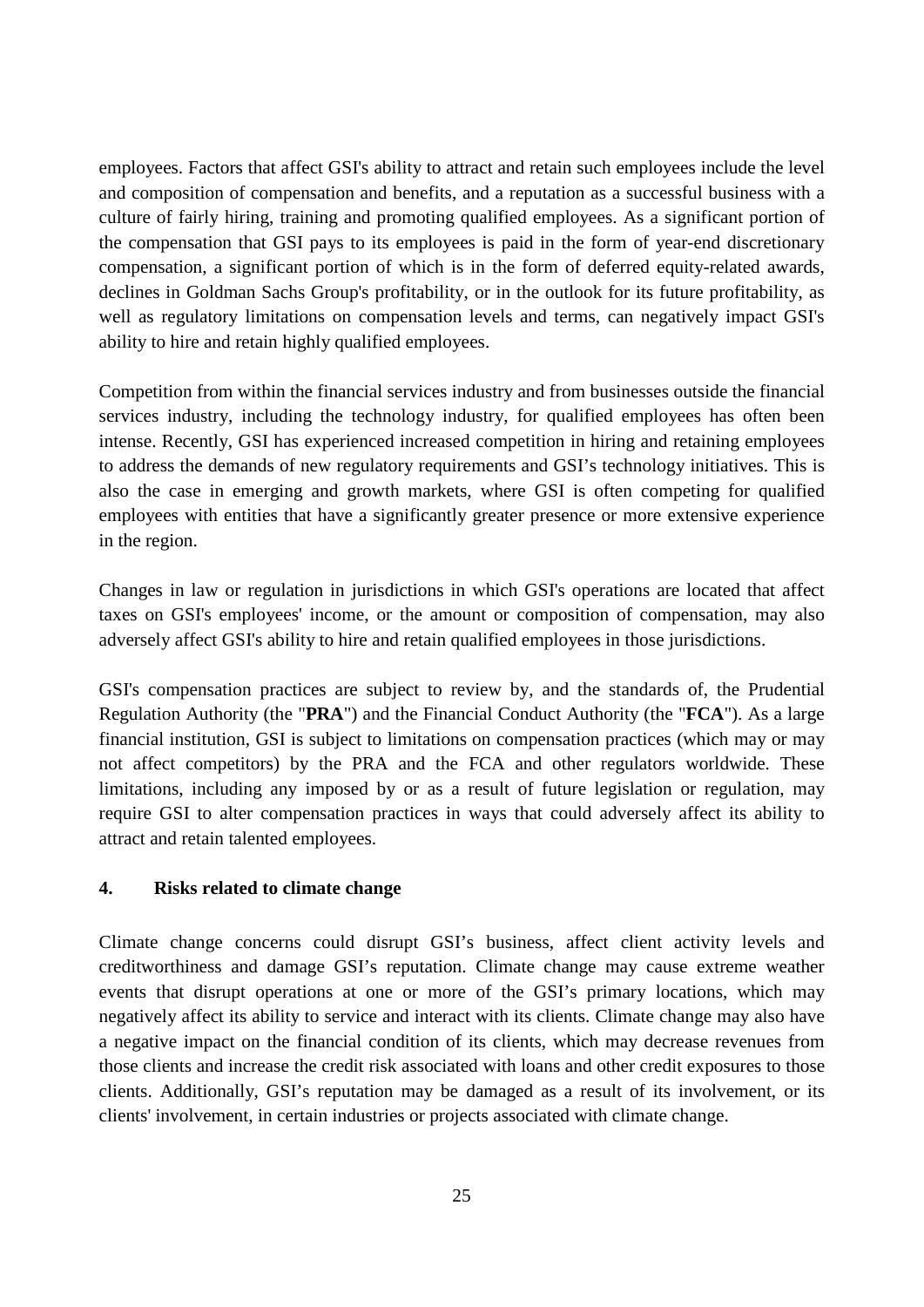employees. Factors that affect GSI's ability to attract and retain such employees include the level and composition of compensation and benefits, and a reputation as a successful business with a culture of fairly hiring, training and promoting qualified employees. As a significant portion of the compensation that GSI pays to its employees is paid in the form of year-end discretionary compensation, a significant portion of which is in the form of deferred equity-related awards, declines in Goldman Sachs Group's profitability, or in the outlook for its future profitability, as well as regulatory limitations on compensation levels and terms, can negatively impact GSI's ability to hire and retain highly qualified employees.

Competition from within the financial services industry and from businesses outside the financial services industry, including the technology industry, for qualified employees has often been intense. Recently, GSI has experienced increased competition in hiring and retaining employees to address the demands of new regulatory requirements and GSI's technology initiatives. This is also the case in emerging and growth markets, where GSI is often competing for qualified employees with entities that have a significantly greater presence or more extensive experience in the region.

Changes in law or regulation in jurisdictions in which GSI's operations are located that affect taxes on GSI's employees' income, or the amount or composition of compensation, may also adversely affect GSI's ability to hire and retain qualified employees in those jurisdictions.

GSI's compensation practices are subject to review by, and the standards of, the Prudential Regulation Authority (the "**PRA**") and the Financial Conduct Authority (the "**FCA**"). As a large financial institution, GSI is subject to limitations on compensation practices (which may or may not affect competitors) by the PRA and the FCA and other regulators worldwide. These limitations, including any imposed by or as a result of future legislation or regulation, may require GSI to alter compensation practices in ways that could adversely affect its ability to attract and retain talented employees.

## 4. Risks related to climate change

Climate change concerns could disrupt GSI's business, affect client activity levels and creditworthiness and damage GSI's reputation. Climate change may cause extreme weather events that disrupt operations at one or more of the GSI's primary locations, which may negatively affect its ability to service and interact with its clients. Climate change may also have a negative impact on the financial condition of its clients, which may decrease revenues from those clients and increase the credit risk associated with loans and other credit exposures to those clients. Additionally, GSI's reputation may be damaged as a result of its involvement, or its clients' involvement, in certain industries or projects associated with climate change.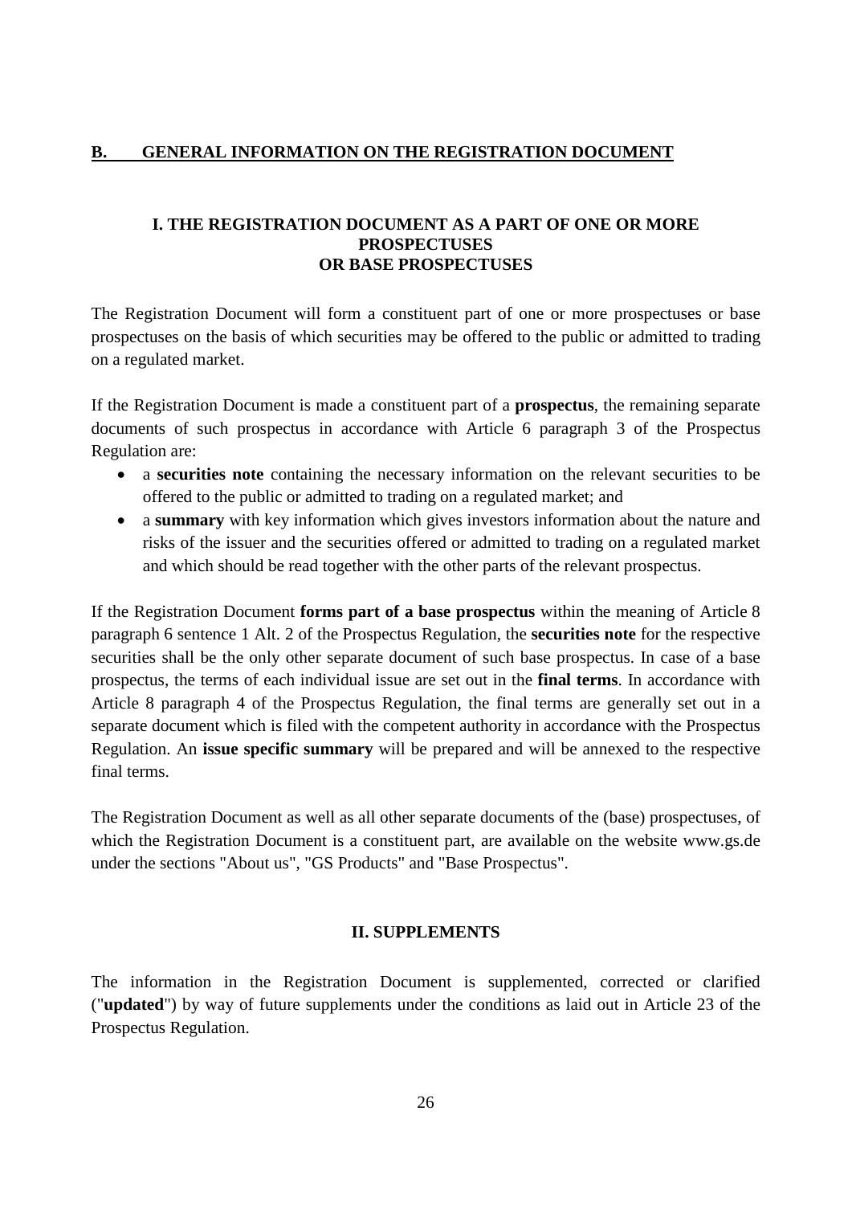## B. GENERAL INFORMATION ON THE REGISTRATION DOCUMENT

### I. THE REGISTRATION DOCUMENT AS A PART OF ONE OR MORE PROSPECTUSES OR BASE PROSPECTUSES

The Registration Document will form a constituent part of one or more prospectuses or base prospectuses on the basis of which securities may be offered to the public or admitted to trading on a regulated market.

If the Registration Document is made a constituent part of a **prospectus**, the remaining separate documents of such prospectus in accordance with Article 6 paragraph 3 of the Prospectus Regulation are:

- a **securities note** containing the necessary information on the relevant securities to be offered to the public or admitted to trading on a regulated market; and
- a **summary** with key information which gives investors information about the nature and risks of the issuer and the securities offered or admitted to trading on a regulated market and which should be read together with the other parts of the relevant prospectus.

If the Registration Document **forms part of a base prospectus** within the meaning of Article 8 paragraph 6 sentence 1 Alt. 2 of the Prospectus Regulation, the **securities note** for the respective securities shall be the only other separate document of such base prospectus. In case of a base prospectus, the terms of each individual issue are set out in the **final terms**. In accordance with Article 8 paragraph 4 of the Prospectus Regulation, the final terms are generally set out in a separate document which is filed with the competent authority in accordance with the Prospectus Regulation. An **issue specific summary** will be prepared and will be annexed to the respective final terms.

The Registration Document as well as all other separate documents of the (base) prospectuses, of which the Registration Document is a constituent part, are available on the website www.gs.de under the sections "About us", "GS Products" and "Base Prospectus".

### II. SUPPLEMENTS

The information in the Registration Document is supplemented, corrected or clarified ("**updated**") by way of future supplements under the conditions as laid out in Article 23 of the Prospectus Regulation.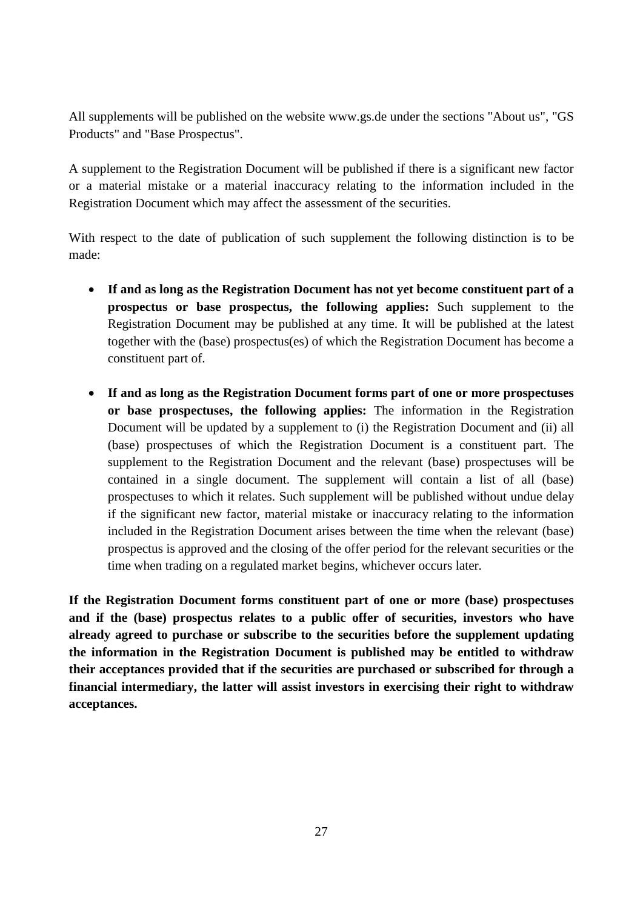All supplements will be published on the website www.gs.de under the sections "About us", "GS Products" and "Base Prospectus".

A supplement to the Registration Document will be published if there is a significant new factor or a material mistake or a material inaccuracy relating to the information included in the Registration Document which may affect the assessment of the securities.

With respect to the date of publication of such supplement the following distinction is to be made:

- **If and as long as the Registration Document has not yet become constituent part of a prospectus or base prospectus, the following applies:** Such supplement to the Registration Document may be published at any time. It will be published at the latest together with the (base) prospectus(es) of which the Registration Document has become a constituent part of.
- **If and as long as the Registration Document forms part of one or more prospectuses or base prospectuses, the following applies:** The information in the Registration Document will be updated by a supplement to (i) the Registration Document and (ii) all (base) prospectuses of which the Registration Document is a constituent part. The supplement to the Registration Document and the relevant (base) prospectuses will be contained in a single document. The supplement will contain a list of all (base) prospectuses to which it relates. Such supplement will be published without undue delay if the significant new factor, material mistake or inaccuracy relating to the information included in the Registration Document arises between the time when the relevant (base) prospectus is approved and the closing of the offer period for the relevant securities or the time when trading on a regulated market begins, whichever occurs later.

**If the Registration Document forms constituent part of one or more (base) prospectuses and if the (base) prospectus relates to a public offer of securities, investors who have already agreed to purchase or subscribe to the securities before the supplement updating the information in the Registration Document is published may be entitled to withdraw their acceptances provided that if the securities are purchased or subscribed for through a financial intermediary, the latter will assist investors in exercising their right to withdraw acceptances.**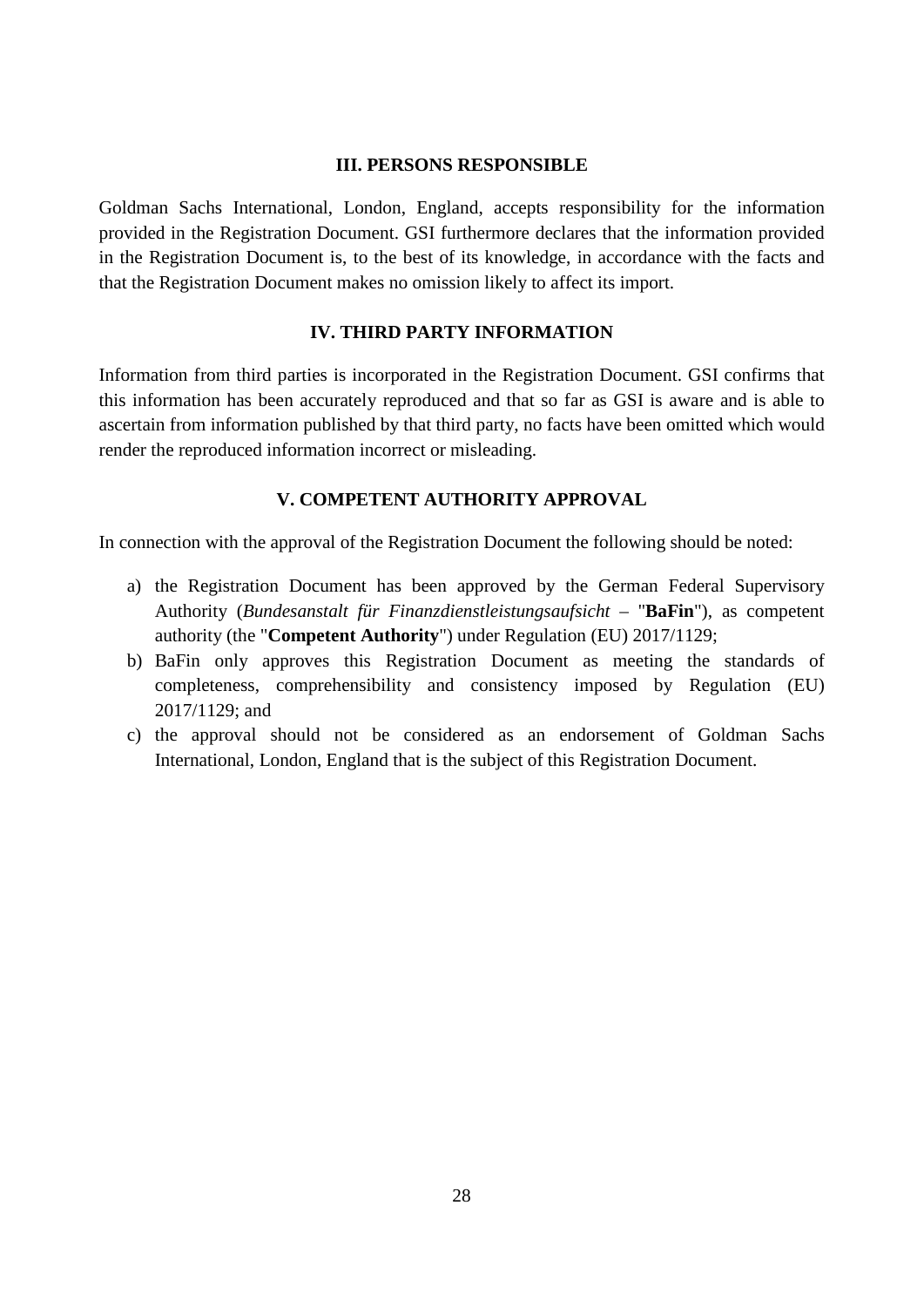## III. PERSONS RESPONSIBLE

Goldman Sachs International, London, England, accepts responsibility for the information provided in the Registration Document. GSI furthermore declares that the information provided in the Registration Document is, to the best of its knowledge, in accordance with the facts and that the Registration Document makes no omission likely to affect its import.

## IV. THIRD PARTY INFORMATION

Information from third parties is incorporated in the Registration Document. GSI confirms that this information has been accurately reproduced and that so far as GSI is aware and is able to ascertain from information published by that third party, no facts have been omitted which would render the reproduced information incorrect or misleading.

## V. COMPETENT AUTHORITY APPROVAL

In connection with the approval of the Registration Document the following should be noted:

a) the Registration Document has been approved by the German Federal Supervisory Authority (*Bundesanstalt für Finanzdienstleistungsaufsicht* – "**BaFin**"), as competent authority (the "**Competent Authority**") under Regulation (EU) 2017/1129;

b) BaFin only approves this Registration Document as meeting the standards of completeness, comprehensibility and consistency imposed by Regulation (EU) 2017/1129; and

c) the approval should not be considered as an endorsement of Goldman Sachs International, London, England that is the subject of this Registration Document.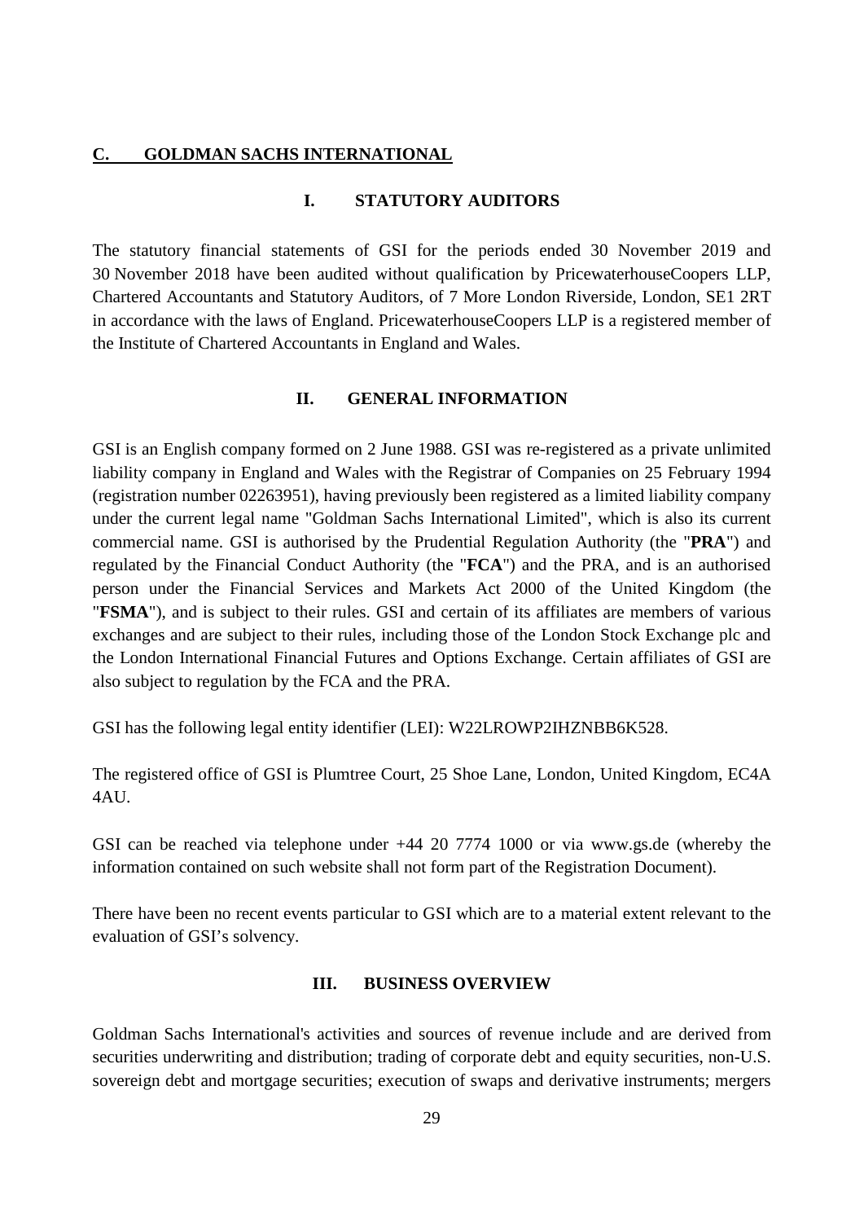## C. GOLDMAN SACHS INTERNATIONAL

### I. STATUTORY AUDITORS

The statutory financial statements of GSI for the periods ended 30 November 2019 and 30 November 2018 have been audited without qualification by PricewaterhouseCoopers LLP, Chartered Accountants and Statutory Auditors, of 7 More London Riverside, London, SE1 2RT in accordance with the laws of England. PricewaterhouseCoopers LLP is a registered member of the Institute of Chartered Accountants in England and Wales.

### II. GENERAL INFORMATION

GSI is an English company formed on 2 June 1988. GSI was re-registered as a private unlimited liability company in England and Wales with the Registrar of Companies on 25 February 1994 (registration number 02263951), having previously been registered as a limited liability company under the current legal name "Goldman Sachs International Limited", which is also its current commercial name. GSI is authorised by the Prudential Regulation Authority (the "**PRA**") and regulated by the Financial Conduct Authority (the "**FCA**") and the PRA, and is an authorised person under the Financial Services and Markets Act 2000 of the United Kingdom (the "**FSMA**"), and is subject to their rules. GSI and certain of its affiliates are members of various exchanges and are subject to their rules, including those of the London Stock Exchange plc and the London International Financial Futures and Options Exchange. Certain affiliates of GSI are also subject to regulation by the FCA and the PRA.

GSI has the following legal entity identifier (LEI): W22LROWP2IHZNBB6K528.

The registered office of GSI is Plumtree Court, 25 Shoe Lane, London, United Kingdom, EC4A 4AU.

GSI can be reached via telephone under +44 20 7774 1000 or via www.gs.de (whereby the information contained on such website shall not form part of the Registration Document).

There have been no recent events particular to GSI which are to a material extent relevant to the evaluation of GSI's solvency.

### III. BUSINESS OVERVIEW

Goldman Sachs International's activities and sources of revenue include and are derived from securities underwriting and distribution; trading of corporate debt and equity securities, non-U.S. sovereign debt and mortgage securities; execution of swaps and derivative instruments; mergers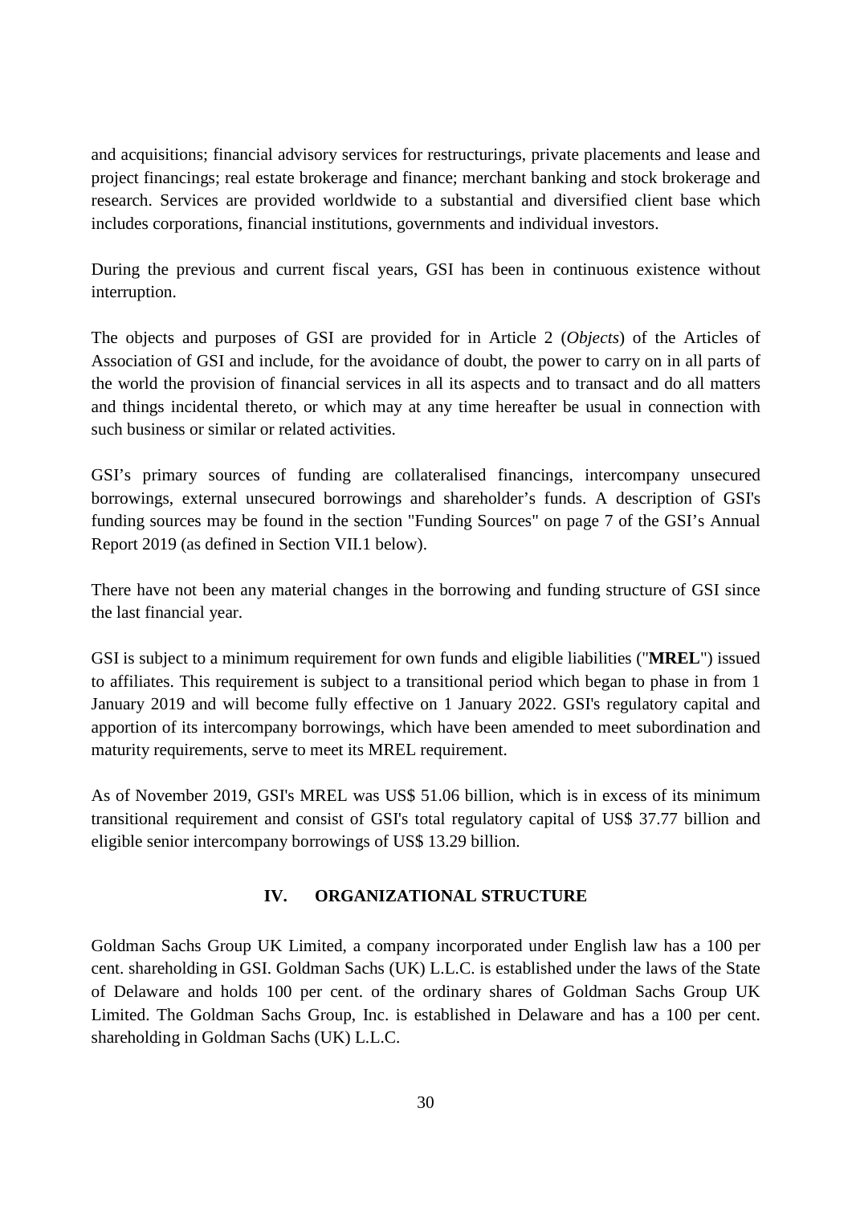and acquisitions; financial advisory services for restructurings, private placements and lease and project financings; real estate brokerage and finance; merchant banking and stock brokerage and research. Services are provided worldwide to a substantial and diversified client base which includes corporations, financial institutions, governments and individual investors.

During the previous and current fiscal years, GSI has been in continuous existence without interruption.

The objects and purposes of GSI are provided for in Article 2 (*Objects*) of the Articles of Association of GSI and include, for the avoidance of doubt, the power to carry on in all parts of the world the provision of financial services in all its aspects and to transact and do all matters and things incidental thereto, or which may at any time hereafter be usual in connection with such business or similar or related activities.

GSI's primary sources of funding are collateralised financings, intercompany unsecured borrowings, external unsecured borrowings and shareholder's funds. A description of GSI's funding sources may be found in the section "Funding Sources" on page 7 of the GSI's Annual Report 2019 (as defined in Section VII.1 below).

There have not been any material changes in the borrowing and funding structure of GSI since the last financial year.

GSI is subject to a minimum requirement for own funds and eligible liabilities ("**MREL**") issued to affiliates. This requirement is subject to a transitional period which began to phase in from 1 January 2019 and will become fully effective on 1 January 2022. GSI's regulatory capital and apportion of its intercompany borrowings, which have been amended to meet subordination and maturity requirements, serve to meet its MREL requirement.

As of November 2019, GSI's MREL was US$ 51.06 billion, which is in excess of its minimum transitional requirement and consist of GSI's total regulatory capital of US$ 37.77 billion and eligible senior intercompany borrowings of US$ 13.29 billion.

## IV. ORGANIZATIONAL STRUCTURE

Goldman Sachs Group UK Limited, a company incorporated under English law has a 100 per cent. shareholding in GSI. Goldman Sachs (UK) L.L.C. is established under the laws of the State of Delaware and holds 100 per cent. of the ordinary shares of Goldman Sachs Group UK Limited. The Goldman Sachs Group, Inc. is established in Delaware and has a 100 per cent. shareholding in Goldman Sachs (UK) L.L.C.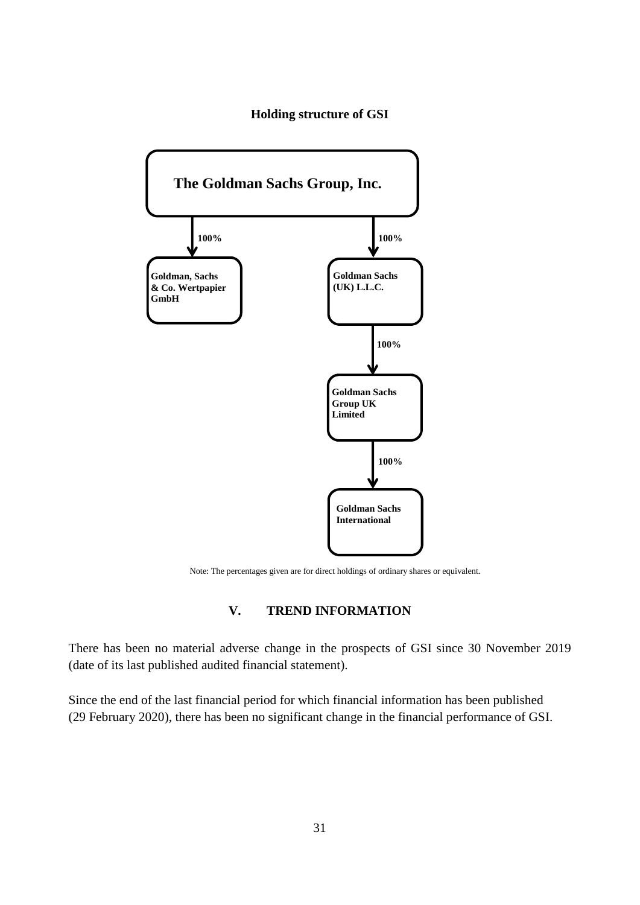**Holding structure of GSI**

The Goldman Sachs Group, Inc.

100%

Goldman, Sachs & Co. Wertpapier GmbH

100%

Goldman Sachs (UK) L.L.C.

100%

Goldman Sachs Group UK Limited

100%

Goldman Sachs International

Note: The percentages given are for direct holdings of ordinary shares or equivalent.

## V. TREND INFORMATION

There has been no material adverse change in the prospects of GSI since 30 November 2019 (date of its last published audited financial statement).

Since the end of the last financial period for which financial information has been published (29 February 2020), there has been no significant change in the financial performance of GSI.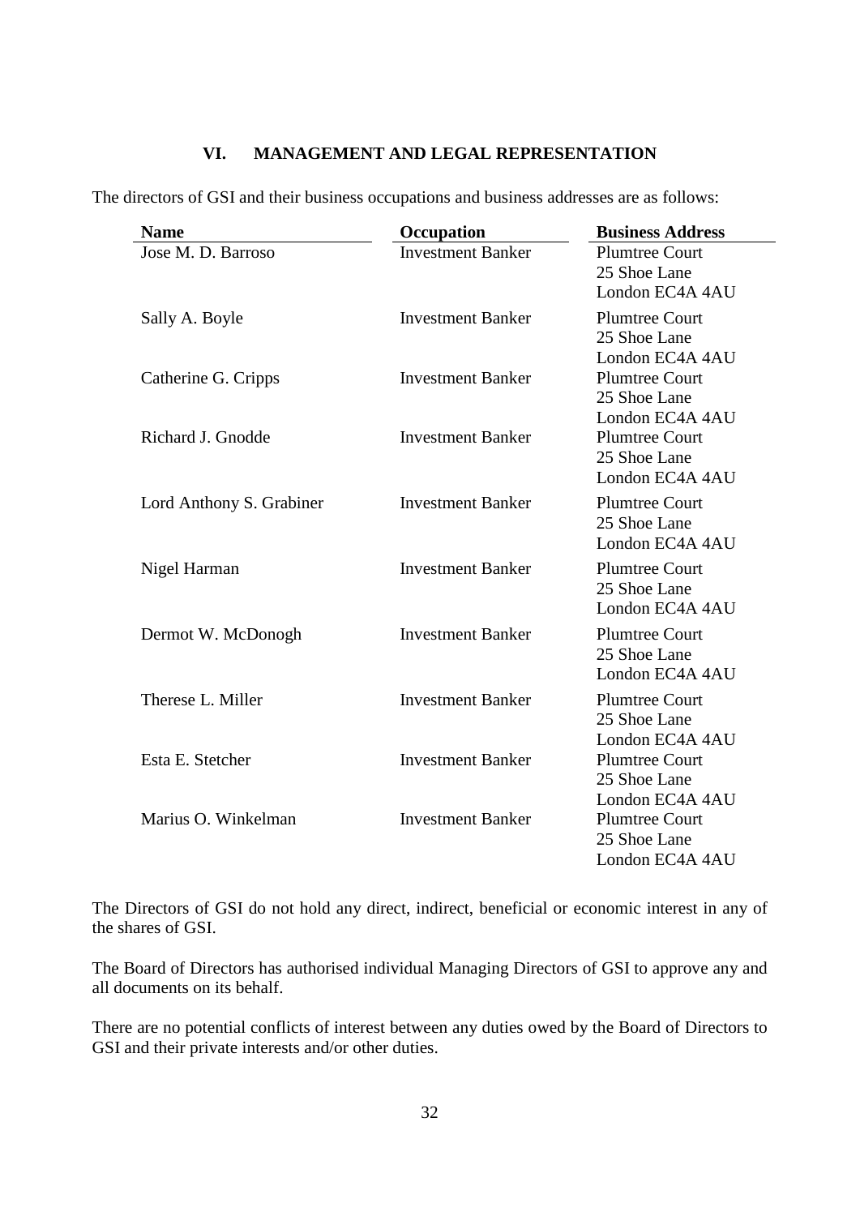## VI. MANAGEMENT AND LEGAL REPRESENTATION

The directors of GSI and their business occupations and business addresses are as follows:

| Name | Occupation | Business Address |
|---|---|---|
| Jose M. D. Barroso | Investment Banker | Plumtree Court<br>25 Shoe Lane<br>London EC4A 4AU |
| Sally A. Boyle | Investment Banker | Plumtree Court<br>25 Shoe Lane<br>London EC4A 4AU |
| Catherine G. Cripps | Investment Banker | Plumtree Court<br>25 Shoe Lane<br>London EC4A 4AU |
| Richard J. Gnodde | Investment Banker | Plumtree Court<br>25 Shoe Lane<br>London EC4A 4AU |
| Lord Anthony S. Grabiner | Investment Banker | Plumtree Court<br>25 Shoe Lane<br>London EC4A 4AU |
| Nigel Harman | Investment Banker | Plumtree Court<br>25 Shoe Lane<br>London EC4A 4AU |
| Dermot W. McDonogh | Investment Banker | Plumtree Court<br>25 Shoe Lane<br>London EC4A 4AU |
| Therese L. Miller | Investment Banker | Plumtree Court<br>25 Shoe Lane<br>London EC4A 4AU |
| Esta E. Stetcher | Investment Banker | Plumtree Court<br>25 Shoe Lane<br>London EC4A 4AU |
| Marius O. Winkelman | Investment Banker | Plumtree Court<br>25 Shoe Lane<br>London EC4A 4AU |

The Directors of GSI do not hold any direct, indirect, beneficial or economic interest in any of the shares of GSI.

The Board of Directors has authorised individual Managing Directors of GSI to approve any and all documents on its behalf.

There are no potential conflicts of interest between any duties owed by the Board of Directors to GSI and their private interests and/or other duties.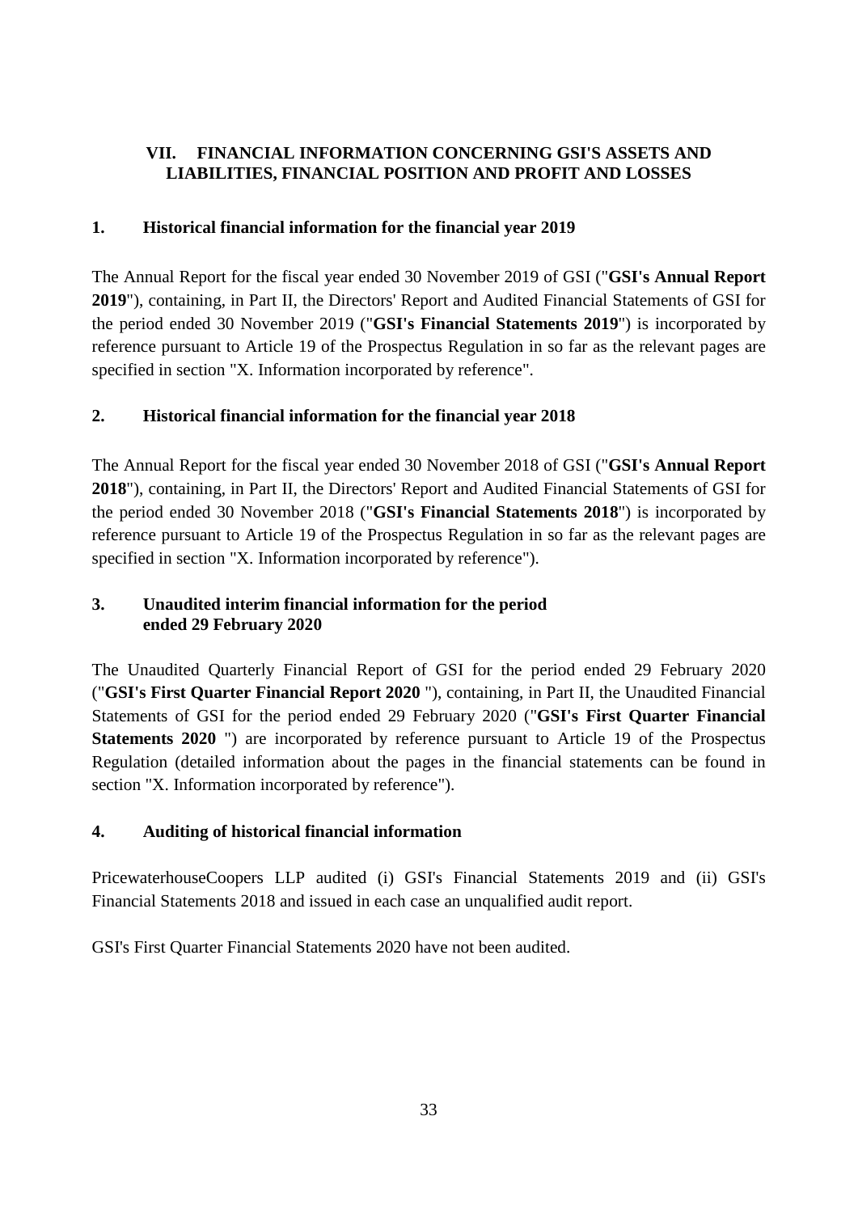## VII. FINANCIAL INFORMATION CONCERNING GSI'S ASSETS AND LIABILITIES, FINANCIAL POSITION AND PROFIT AND LOSSES

### 1. Historical financial information for the financial year 2019

The Annual Report for the fiscal year ended 30 November 2019 of GSI ("**GSI's Annual Report 2019**"), containing, in Part II, the Directors' Report and Audited Financial Statements of GSI for the period ended 30 November 2019 ("**GSI's Financial Statements 2019**") is incorporated by reference pursuant to Article 19 of the Prospectus Regulation in so far as the relevant pages are specified in section "X. Information incorporated by reference".

### 2. Historical financial information for the financial year 2018

The Annual Report for the fiscal year ended 30 November 2018 of GSI ("**GSI's Annual Report 2018**"), containing, in Part II, the Directors' Report and Audited Financial Statements of GSI for the period ended 30 November 2018 ("**GSI's Financial Statements 2018**") is incorporated by reference pursuant to Article 19 of the Prospectus Regulation in so far as the relevant pages are specified in section "X. Information incorporated by reference").

### 3. Unaudited interim financial information for the period ended 29 February 2020

The Unaudited Quarterly Financial Report of GSI for the period ended 29 February 2020 ("**GSI's First Quarter Financial Report 2020** "), containing, in Part II, the Unaudited Financial Statements of GSI for the period ended 29 February 2020 ("**GSI's First Quarter Financial Statements 2020** ") are incorporated by reference pursuant to Article 19 of the Prospectus Regulation (detailed information about the pages in the financial statements can be found in section "X. Information incorporated by reference").

### 4. Auditing of historical financial information

PricewaterhouseCoopers LLP audited (i) GSI's Financial Statements 2019 and (ii) GSI's Financial Statements 2018 and issued in each case an unqualified audit report.

GSI's First Quarter Financial Statements 2020 have not been audited.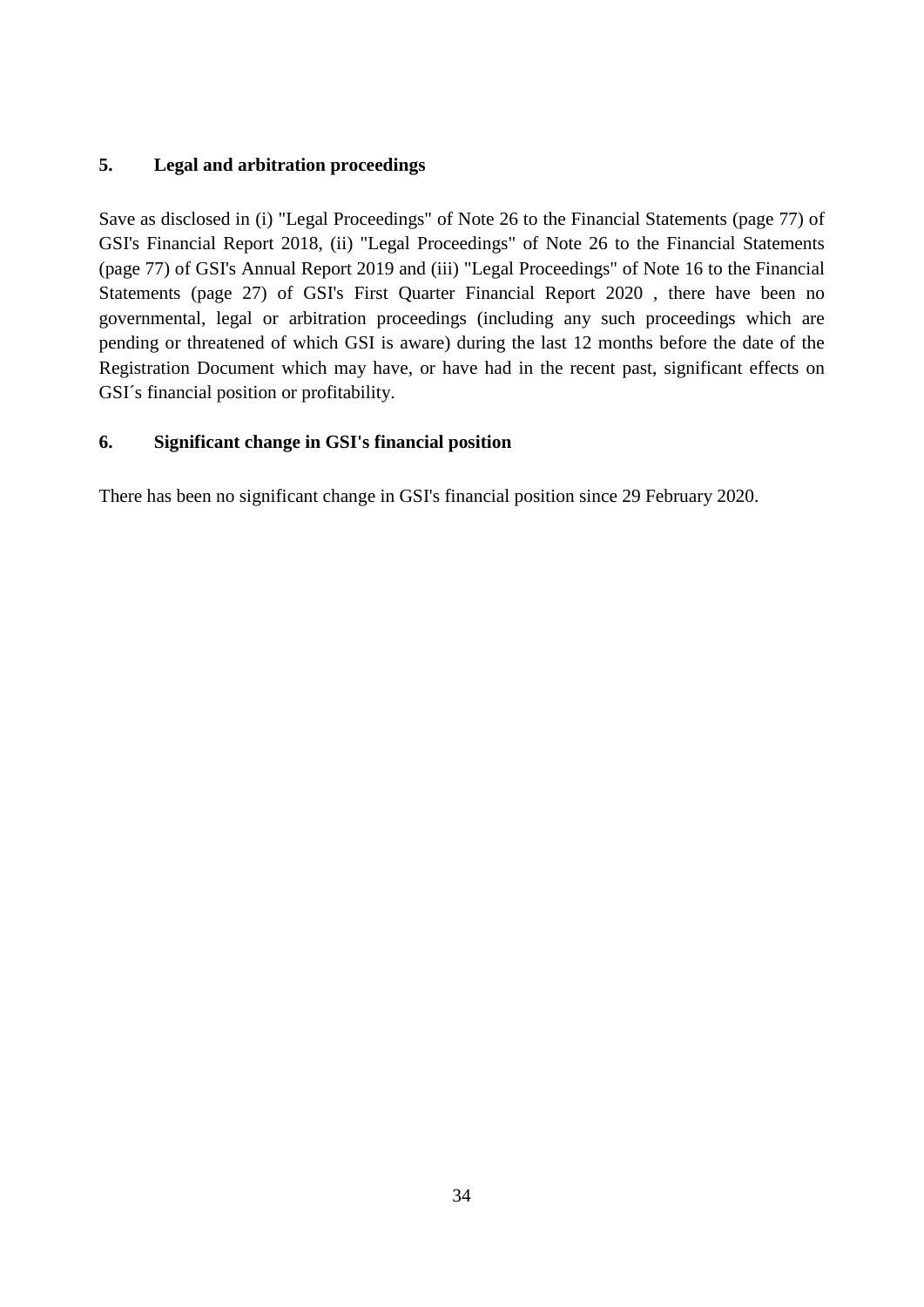## 5. Legal and arbitration proceedings

Save as disclosed in (i) "Legal Proceedings" of Note 26 to the Financial Statements (page 77) of GSI's Financial Report 2018, (ii) "Legal Proceedings" of Note 26 to the Financial Statements (page 77) of GSI's Annual Report 2019 and (iii) "Legal Proceedings" of Note 16 to the Financial Statements (page 27) of GSI's First Quarter Financial Report 2020 , there have been no governmental, legal or arbitration proceedings (including any such proceedings which are pending or threatened of which GSI is aware) during the last 12 months before the date of the Registration Document which may have, or have had in the recent past, significant effects on GSI´s financial position or profitability.

## 6. Significant change in GSI's financial position

There has been no significant change in GSI's financial position since 29 February 2020.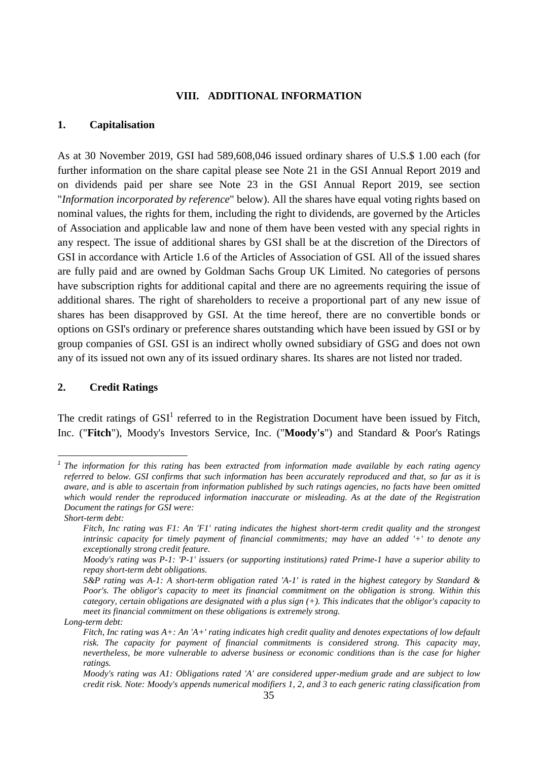## VIII. ADDITIONAL INFORMATION

### 1. Capitalisation

As at 30 November 2019, GSI had 589,608,046 issued ordinary shares of U.S.$ 1.00 each (for further information on the share capital please see Note 21 in the GSI Annual Report 2019 and on dividends paid per share see Note 23 in the GSI Annual Report 2019, see section "*Information incorporated by reference*" below). All the shares have equal voting rights based on nominal values, the rights for them, including the right to dividends, are governed by the Articles of Association and applicable law and none of them have been vested with any special rights in any respect. The issue of additional shares by GSI shall be at the discretion of the Directors of GSI in accordance with Article 1.6 of the Articles of Association of GSI. All of the issued shares are fully paid and are owned by Goldman Sachs Group UK Limited. No categories of persons have subscription rights for additional capital and there are no agreements requiring the issue of additional shares. The right of shareholders to receive a proportional part of any new issue of shares has been disapproved by GSI. At the time hereof, there are no convertible bonds or options on GSI's ordinary or preference shares outstanding which have been issued by GSI or by group companies of GSI. GSI is an indirect wholly owned subsidiary of GSG and does not own any of its issued not own any of its issued ordinary shares. Its shares are not listed nor traded.

### 2. Credit Ratings

The credit ratings of GSI[1] referred to in the Registration Document have been issued by Fitch, Inc. ("**Fitch**"), Moody's Investors Service, Inc. ("**Moody's**") and Standard & Poor's Ratings

---

[1] *The information for this rating has been extracted from information made available by each rating agency referred to below. GSI confirms that such information has been accurately reproduced and that, so far as it is aware, and is able to ascertain from information published by such ratings agencies, no facts have been omitted which would render the reproduced information inaccurate or misleading. As at the date of the Registration Document the ratings for GSI were:*

*Short-term debt:*

*Fitch, Inc rating was F1: An 'F1' rating indicates the highest short-term credit quality and the strongest intrinsic capacity for timely payment of financial commitments; may have an added '+' to denote any exceptionally strong credit feature.*

*Moody's rating was P-1: 'P-1' issuers (or supporting institutions) rated Prime-1 have a superior ability to repay short-term debt obligations.*

*S&P rating was A-1: A short-term obligation rated 'A-1' is rated in the highest category by Standard & Poor's. The obligor's capacity to meet its financial commitment on the obligation is strong. Within this category, certain obligations are designated with a plus sign (+). This indicates that the obligor's capacity to meet its financial commitment on these obligations is extremely strong.*

*Long-term debt:*

*Fitch, Inc rating was A+: An 'A+' rating indicates high credit quality and denotes expectations of low default risk. The capacity for payment of financial commitments is considered strong. This capacity may, nevertheless, be more vulnerable to adverse business or economic conditions than is the case for higher ratings.*

*Moody's rating was A1: Obligations rated 'A' are considered upper-medium grade and are subject to low credit risk. Note: Moody's appends numerical modifiers 1, 2, and 3 to each generic rating classification from*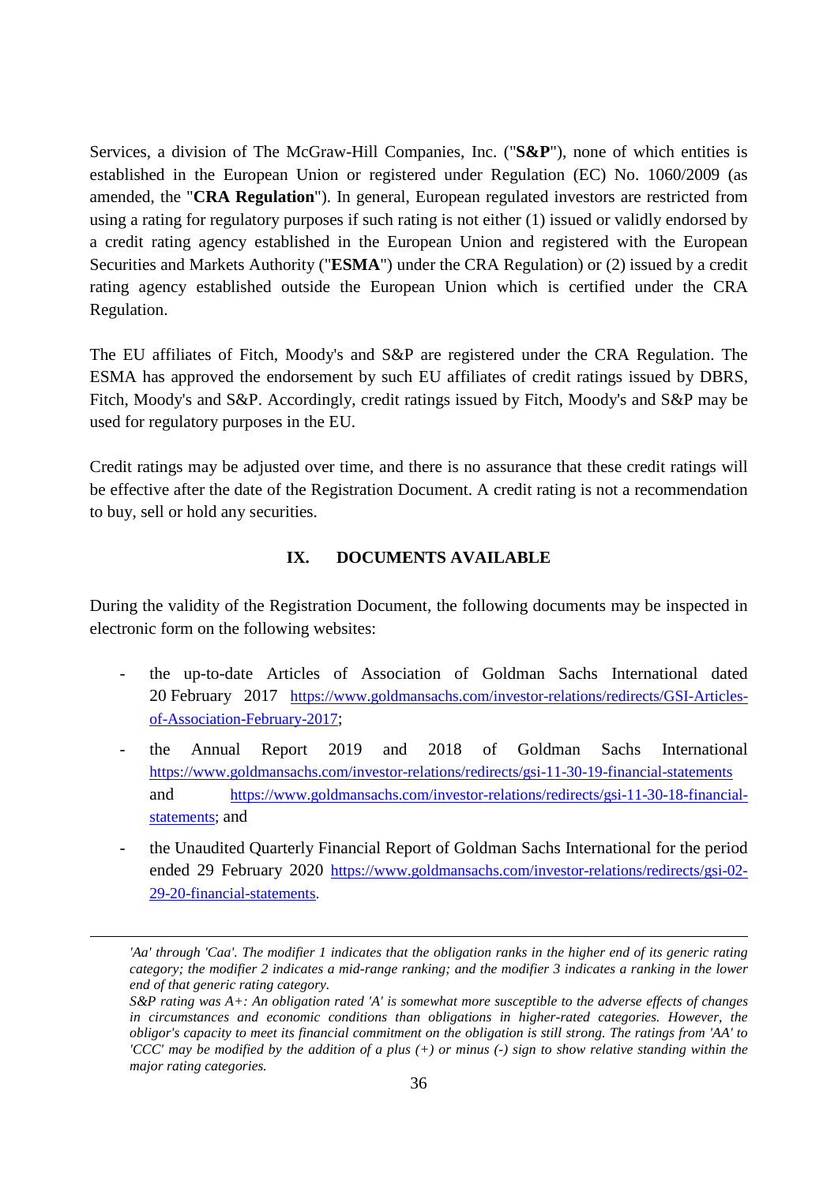Services, a division of The McGraw-Hill Companies, Inc. ("**S&P**"), none of which entities is established in the European Union or registered under Regulation (EC) No. 1060/2009 (as amended, the "**CRA Regulation**"). In general, European regulated investors are restricted from using a rating for regulatory purposes if such rating is not either (1) issued or validly endorsed by a credit rating agency established in the European Union and registered with the European Securities and Markets Authority ("**ESMA**") under the CRA Regulation) or (2) issued by a credit rating agency established outside the European Union which is certified under the CRA Regulation.

The EU affiliates of Fitch, Moody's and S&P are registered under the CRA Regulation. The ESMA has approved the endorsement by such EU affiliates of credit ratings issued by DBRS, Fitch, Moody's and S&P. Accordingly, credit ratings issued by Fitch, Moody's and S&P may be used for regulatory purposes in the EU.

Credit ratings may be adjusted over time, and there is no assurance that these credit ratings will be effective after the date of the Registration Document. A credit rating is not a recommendation to buy, sell or hold any securities.

## IX. DOCUMENTS AVAILABLE

During the validity of the Registration Document, the following documents may be inspected in electronic form on the following websites:

- the up-to-date Articles of Association of Goldman Sachs International dated 20 February 2017 https://www.goldmansachs.com/investor-relations/redirects/GSI-Articles-of-Association-February-2017;
- the Annual Report 2019 and 2018 of Goldman Sachs International https://www.goldmansachs.com/investor-relations/redirects/gsi-11-30-19-financial-statements and https://www.goldmansachs.com/investor-relations/redirects/gsi-11-30-18-financial-statements; and
- the Unaudited Quarterly Financial Report of Goldman Sachs International for the period ended 29 February 2020 https://www.goldmansachs.com/investor-relations/redirects/gsi-02-29-20-financial-statements.

---

*'Aa' through 'Caa'. The modifier 1 indicates that the obligation ranks in the higher end of its generic rating category; the modifier 2 indicates a mid-range ranking; and the modifier 3 indicates a ranking in the lower end of that generic rating category.*

*S&P rating was A+: An obligation rated 'A' is somewhat more susceptible to the adverse effects of changes in circumstances and economic conditions than obligations in higher-rated categories. However, the obligor's capacity to meet its financial commitment on the obligation is still strong. The ratings from 'AA' to 'CCC' may be modified by the addition of a plus (+) or minus (-) sign to show relative standing within the major rating categories.*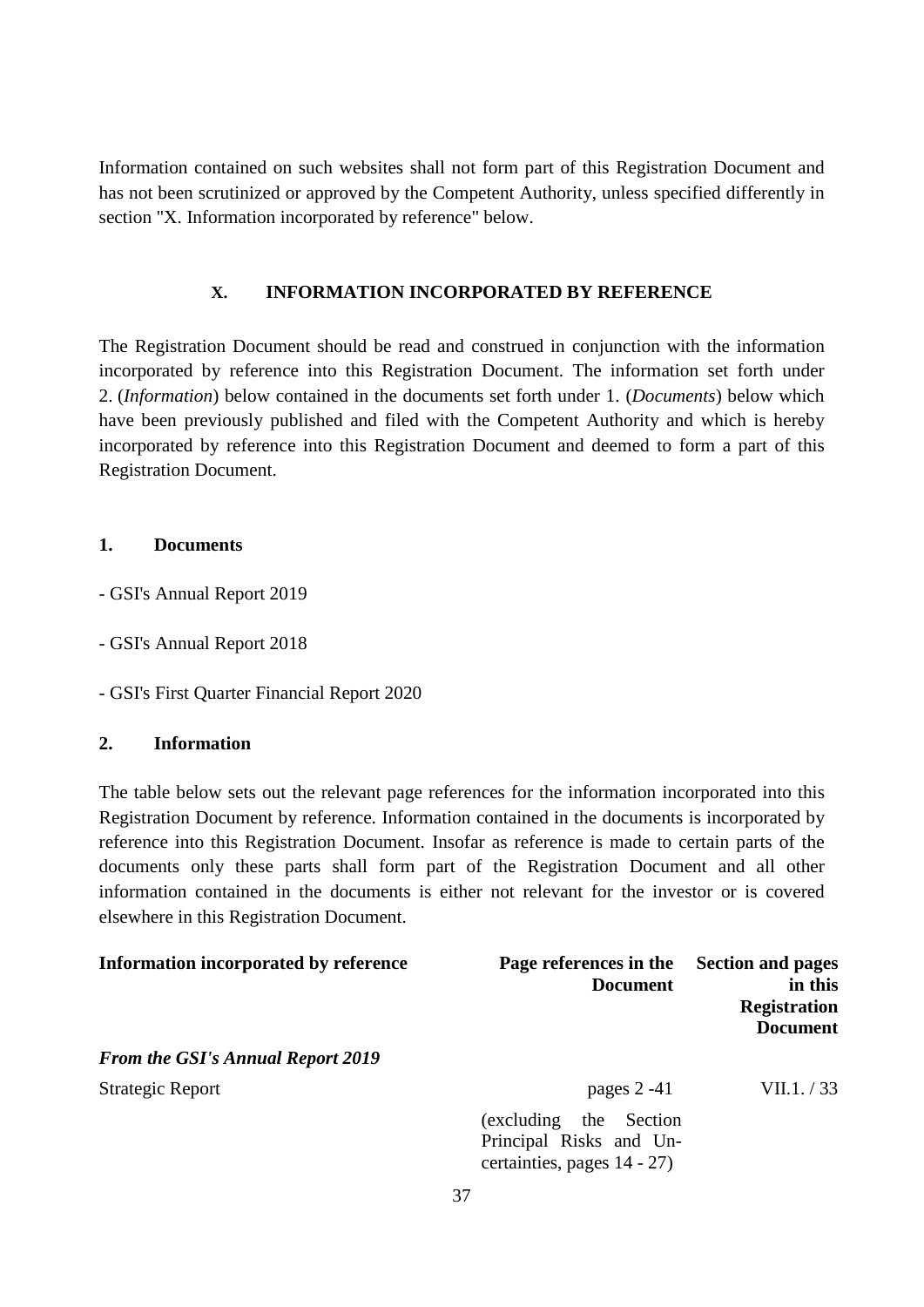Information contained on such websites shall not form part of this Registration Document and has not been scrutinized or approved by the Competent Authority, unless specified differently in section "X. Information incorporated by reference" below.

## X. INFORMATION INCORPORATED BY REFERENCE

The Registration Document should be read and construed in conjunction with the information incorporated by reference into this Registration Document. The information set forth under 2. (*Information*) below contained in the documents set forth under 1. (*Documents*) below which have been previously published and filed with the Competent Authority and which is hereby incorporated by reference into this Registration Document and deemed to form a part of this Registration Document.

### 1. Documents

- GSI's Annual Report 2019

- GSI's Annual Report 2018

- GSI's First Quarter Financial Report 2020

### 2. Information

The table below sets out the relevant page references for the information incorporated into this Registration Document by reference. Information contained in the documents is incorporated by reference into this Registration Document. Insofar as reference is made to certain parts of the documents only these parts shall form part of the Registration Document and all other information contained in the documents is either not relevant for the investor or is covered elsewhere in this Registration Document.

| Information incorporated by reference | Page references in the Document | Section and pages in this Registration Document |
|---|---|---|
| ***From the GSI's Annual Report 2019*** | | |
| Strategic Report | pages 2 -41 (excluding the Section Principal Risks and Un-certainties, pages 14 - 27) | VII.1. / 33 |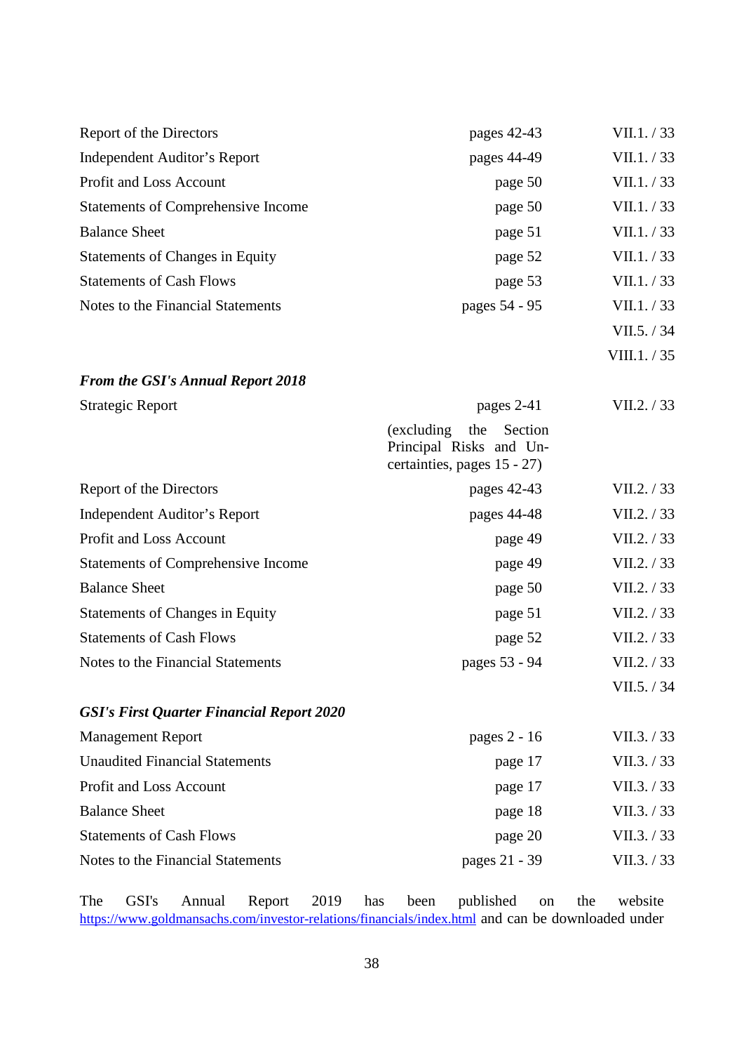| | | |
|---|---|---|
| Report of the Directors | pages 42-43 | VII.1. / 33 |
| Independent Auditor's Report | pages 44-49 | VII.1. / 33 |
| Profit and Loss Account | page 50 | VII.1. / 33 |
| Statements of Comprehensive Income | page 50 | VII.1. / 33 |
| Balance Sheet | page 51 | VII.1. / 33 |
| Statements of Changes in Equity | page 52 | VII.1. / 33 |
| Statements of Cash Flows | page 53 | VII.1. / 33 |
| Notes to the Financial Statements | pages 54 - 95 | VII.1. / 33 |
| | | VII.5. / 34 |
| | | VIII.1. / 35 |
| ***From the GSI's Annual Report 2018*** | | |
| Strategic Report | pages 2-41 (excluding the Section Principal Risks and Uncertainties, pages 15 - 27) | VII.2. / 33 |
| Report of the Directors | pages 42-43 | VII.2. / 33 |
| Independent Auditor's Report | pages 44-48 | VII.2. / 33 |
| Profit and Loss Account | page 49 | VII.2. / 33 |
| Statements of Comprehensive Income | page 49 | VII.2. / 33 |
| Balance Sheet | page 50 | VII.2. / 33 |
| Statements of Changes in Equity | page 51 | VII.2. / 33 |
| Statements of Cash Flows | page 52 | VII.2. / 33 |
| Notes to the Financial Statements | pages 53 - 94 | VII.2. / 33 |
| | | VII.5. / 34 |
| ***GSI's First Quarter Financial Report 2020*** | | |
| Management Report | pages 2 - 16 | VII.3. / 33 |
| Unaudited Financial Statements | page 17 | VII.3. / 33 |
| Profit and Loss Account | page 17 | VII.3. / 33 |
| Balance Sheet | page 18 | VII.3. / 33 |
| Statements of Cash Flows | page 20 | VII.3. / 33 |
| Notes to the Financial Statements | pages 21 - 39 | VII.3. / 33 |

The GSI's Annual Report 2019 has been published on the website https://www.goldmansachs.com/investor-relations/financials/index.html and can be downloaded under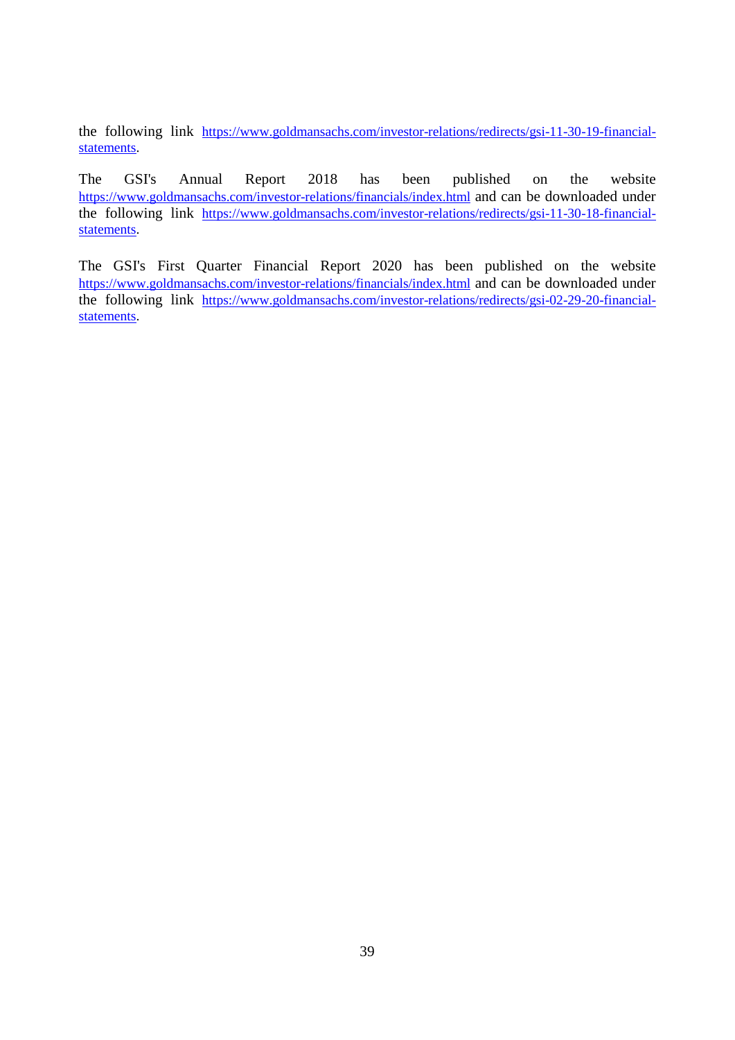the following link https://www.goldmansachs.com/investor-relations/redirects/gsi-11-30-19-financial-statements.

The GSI's Annual Report 2018 has been published on the website https://www.goldmansachs.com/investor-relations/financials/index.html and can be downloaded under the following link https://www.goldmansachs.com/investor-relations/redirects/gsi-11-30-18-financial-statements.

The GSI's First Quarter Financial Report 2020 has been published on the website https://www.goldmansachs.com/investor-relations/financials/index.html and can be downloaded under the following link https://www.goldmansachs.com/investor-relations/redirects/gsi-02-29-20-financial-statements.